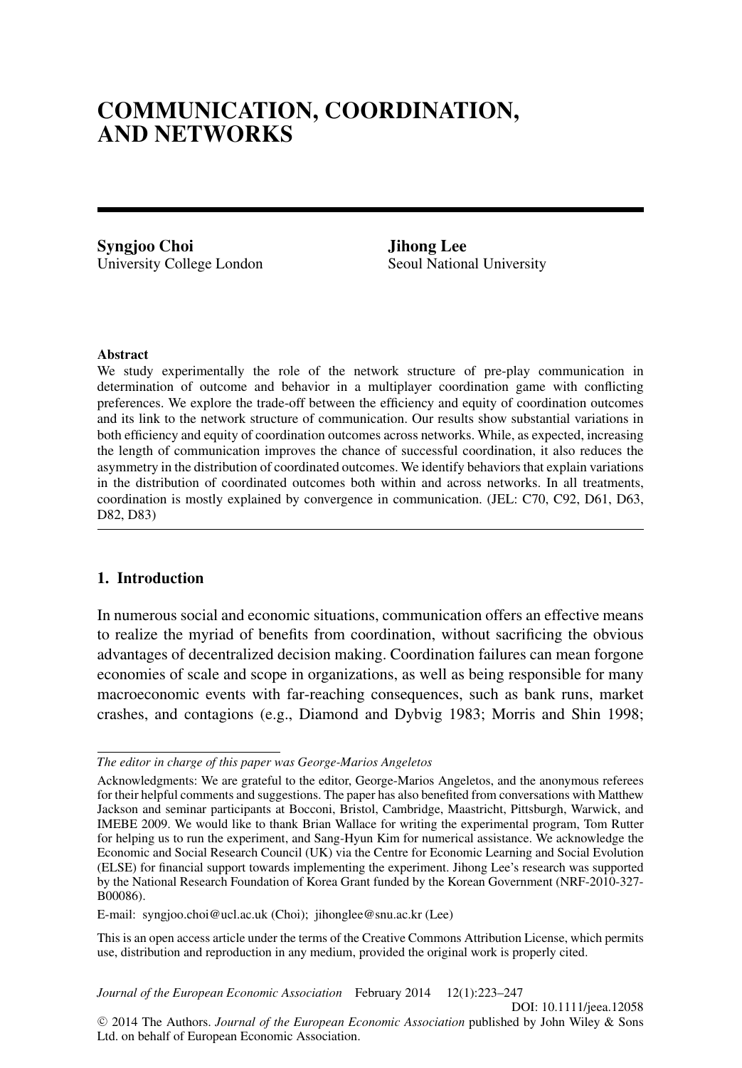# COMMUNICATION, COORDINATION, AND NETWORKS

**Syngjoo Choi**
University College London

**Jihong Lee**
Seoul National University

### Abstract

We study experimentally the role of the network structure of pre-play communication in determination of outcome and behavior in a multiplayer coordination game with conflicting preferences. We explore the trade-off between the efficiency and equity of coordination outcomes and its link to the network structure of communication. Our results show substantial variations in both efficiency and equity of coordination outcomes across networks. While, as expected, increasing the length of communication improves the chance of successful coordination, it also reduces the asymmetry in the distribution of coordinated outcomes. We identify behaviors that explain variations in the distribution of coordinated outcomes both within and across networks. In all treatments, coordination is mostly explained by convergence in communication. (JEL: C70, C92, D61, D63, D82, D83)

## 1. Introduction

In numerous social and economic situations, communication offers an effective means to realize the myriad of benefits from coordination, without sacrificing the obvious advantages of decentralized decision making. Coordination failures can mean forgone economies of scale and scope in organizations, as well as being responsible for many macroeconomic events with far-reaching consequences, such as bank runs, market crashes, and contagions (e.g., Diamond and Dybvig 1983; Morris and Shin 1998;

---

*The editor in charge of this paper was George-Marios Angeletos*

Acknowledgments: We are grateful to the editor, George-Marios Angeletos, and the anonymous referees for their helpful comments and suggestions. The paper has also benefited from conversations with Matthew Jackson and seminar participants at Bocconi, Bristol, Cambridge, Maastricht, Pittsburgh, Warwick, and IMEBE 2009. We would like to thank Brian Wallace for writing the experimental program, Tom Rutter for helping us to run the experiment, and Sang-Hyun Kim for numerical assistance. We acknowledge the Economic and Social Research Council (UK) via the Centre for Economic Learning and Social Evolution (ELSE) for financial support towards implementing the experiment. Jihong Lee's research was supported by the National Research Foundation of Korea Grant funded by the Korean Government (NRF-2010-327-B00086).

E-mail: syngjoo.choi@ucl.ac.uk (Choi); jihonglee@snu.ac.kr (Lee)

This is an open access article under the terms of the Creative Commons Attribution License, which permits use, distribution and reproduction in any medium, provided the original work is properly cited.

*Journal of the European Economic Association* February 2014 12(1):223–247
DOI: 10.1111/jeea.12058
© 2014 The Authors. *Journal of the European Economic Association* published by John Wiley & Sons Ltd. on behalf of European Economic Association.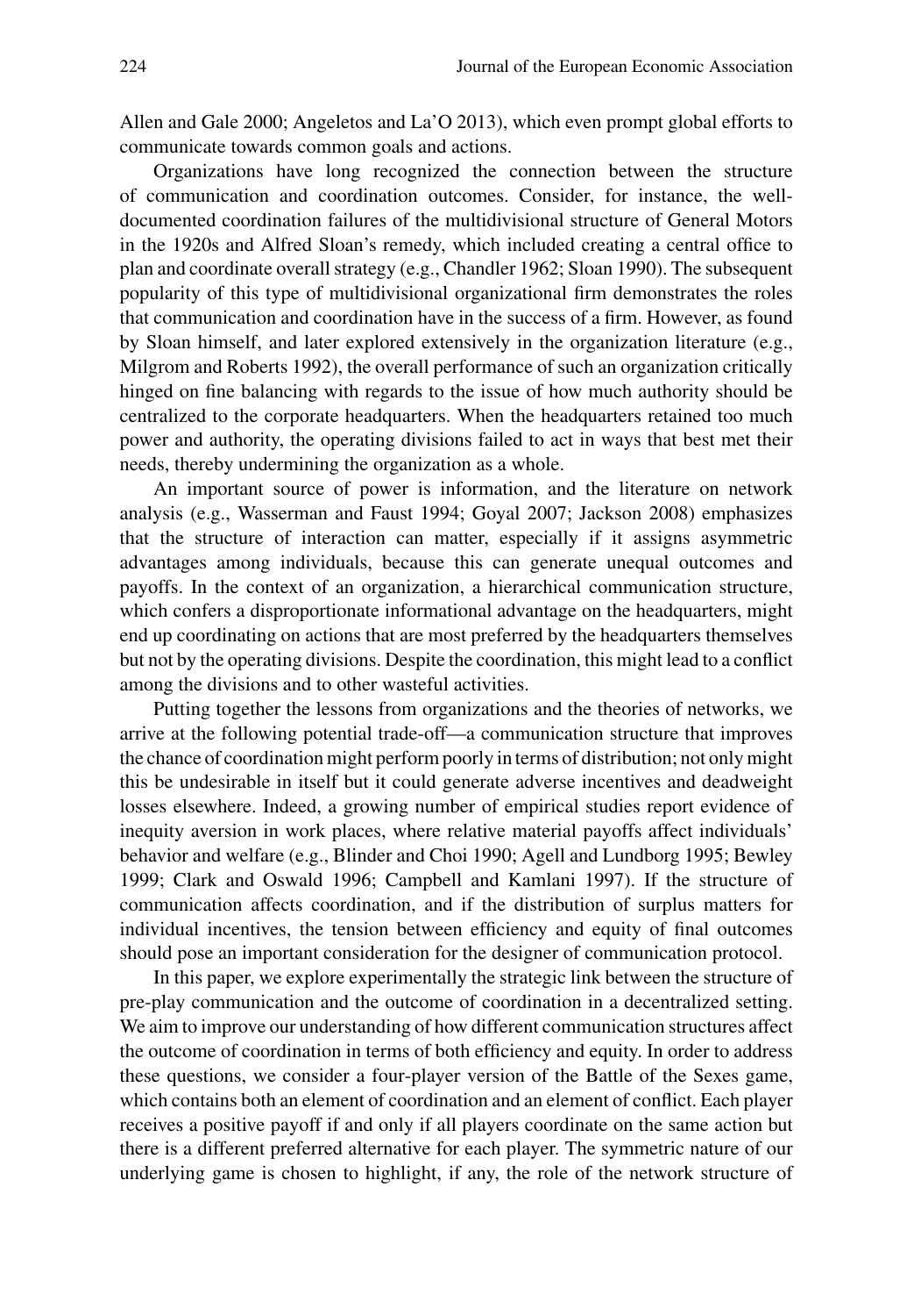Allen and Gale 2000; Angeletos and La'O 2013), which even prompt global efforts to communicate towards common goals and actions.

Organizations have long recognized the connection between the structure of communication and coordination outcomes. Consider, for instance, the well-documented coordination failures of the multidivisional structure of General Motors in the 1920s and Alfred Sloan's remedy, which included creating a central office to plan and coordinate overall strategy (e.g., Chandler 1962; Sloan 1990). The subsequent popularity of this type of multidivisional organizational firm demonstrates the roles that communication and coordination have in the success of a firm. However, as found by Sloan himself, and later explored extensively in the organization literature (e.g., Milgrom and Roberts 1992), the overall performance of such an organization critically hinged on fine balancing with regards to the issue of how much authority should be centralized to the corporate headquarters. When the headquarters retained too much power and authority, the operating divisions failed to act in ways that best met their needs, thereby undermining the organization as a whole.

An important source of power is information, and the literature on network analysis (e.g., Wasserman and Faust 1994; Goyal 2007; Jackson 2008) emphasizes that the structure of interaction can matter, especially if it assigns asymmetric advantages among individuals, because this can generate unequal outcomes and payoffs. In the context of an organization, a hierarchical communication structure, which confers a disproportionate informational advantage on the headquarters, might end up coordinating on actions that are most preferred by the headquarters themselves but not by the operating divisions. Despite the coordination, this might lead to a conflict among the divisions and to other wasteful activities.

Putting together the lessons from organizations and the theories of networks, we arrive at the following potential trade-off—a communication structure that improves the chance of coordination might perform poorly in terms of distribution; not only might this be undesirable in itself but it could generate adverse incentives and deadweight losses elsewhere. Indeed, a growing number of empirical studies report evidence of inequity aversion in work places, where relative material payoffs affect individuals' behavior and welfare (e.g., Blinder and Choi 1990; Agell and Lundborg 1995; Bewley 1999; Clark and Oswald 1996; Campbell and Kamlani 1997). If the structure of communication affects coordination, and if the distribution of surplus matters for individual incentives, the tension between efficiency and equity of final outcomes should pose an important consideration for the designer of communication protocol.

In this paper, we explore experimentally the strategic link between the structure of pre-play communication and the outcome of coordination in a decentralized setting. We aim to improve our understanding of how different communication structures affect the outcome of coordination in terms of both efficiency and equity. In order to address these questions, we consider a four-player version of the Battle of the Sexes game, which contains both an element of coordination and an element of conflict. Each player receives a positive payoff if and only if all players coordinate on the same action but there is a different preferred alternative for each player. The symmetric nature of our underlying game is chosen to highlight, if any, the role of the network structure of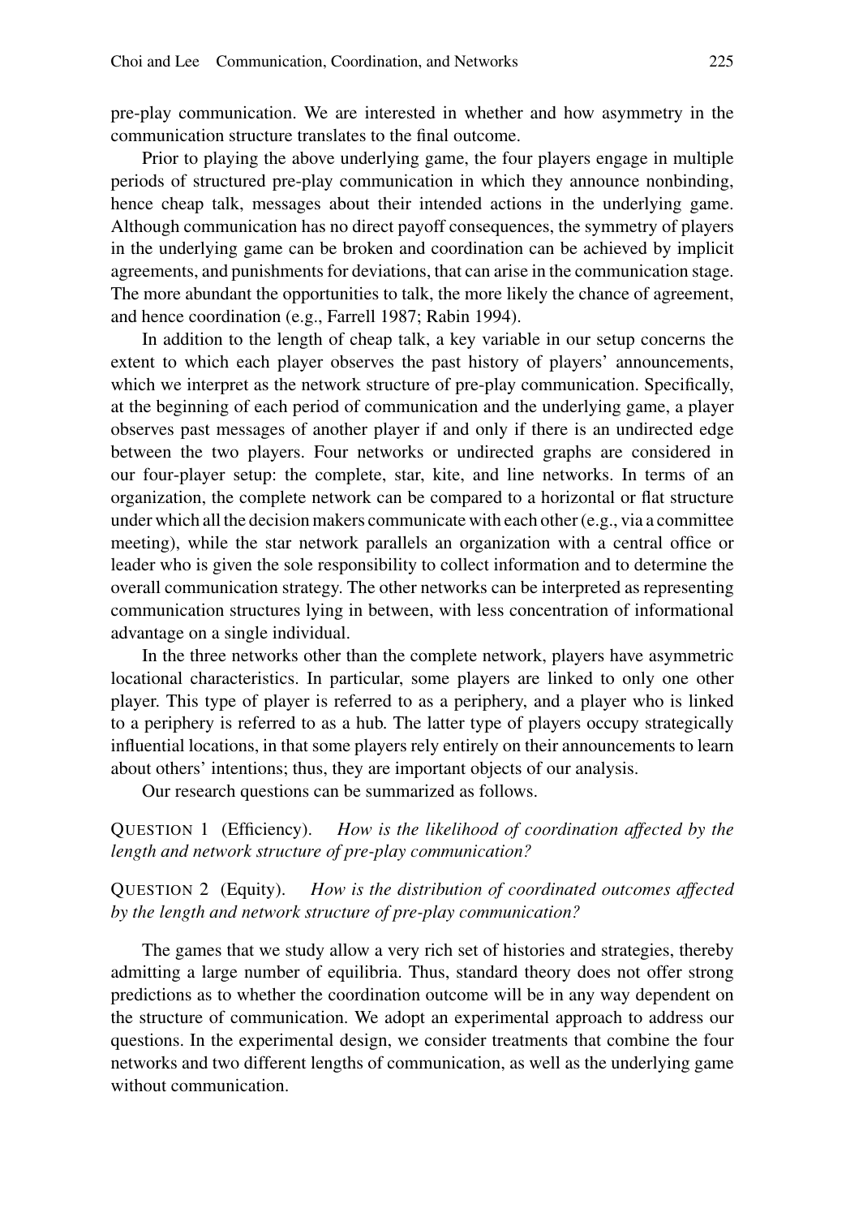pre-play communication. We are interested in whether and how asymmetry in the communication structure translates to the final outcome.

Prior to playing the above underlying game, the four players engage in multiple periods of structured pre-play communication in which they announce nonbinding, hence cheap talk, messages about their intended actions in the underlying game. Although communication has no direct payoff consequences, the symmetry of players in the underlying game can be broken and coordination can be achieved by implicit agreements, and punishments for deviations, that can arise in the communication stage. The more abundant the opportunities to talk, the more likely the chance of agreement, and hence coordination (e.g., Farrell 1987; Rabin 1994).

In addition to the length of cheap talk, a key variable in our setup concerns the extent to which each player observes the past history of players' announcements, which we interpret as the network structure of pre-play communication. Specifically, at the beginning of each period of communication and the underlying game, a player observes past messages of another player if and only if there is an undirected edge between the two players. Four networks or undirected graphs are considered in our four-player setup: the complete, star, kite, and line networks. In terms of an organization, the complete network can be compared to a horizontal or flat structure under which all the decision makers communicate with each other (e.g., via a committee meeting), while the star network parallels an organization with a central office or leader who is given the sole responsibility to collect information and to determine the overall communication strategy. The other networks can be interpreted as representing communication structures lying in between, with less concentration of informational advantage on a single individual.

In the three networks other than the complete network, players have asymmetric locational characteristics. In particular, some players are linked to only one other player. This type of player is referred to as a periphery, and a player who is linked to a periphery is referred to as a hub. The latter type of players occupy strategically influential locations, in that some players rely entirely on their announcements to learn about others' intentions; thus, they are important objects of our analysis.

Our research questions can be summarized as follows.

QUESTION 1 (Efficiency). *How is the likelihood of coordination affected by the length and network structure of pre-play communication?*

QUESTION 2 (Equity). *How is the distribution of coordinated outcomes affected by the length and network structure of pre-play communication?*

The games that we study allow a very rich set of histories and strategies, thereby admitting a large number of equilibria. Thus, standard theory does not offer strong predictions as to whether the coordination outcome will be in any way dependent on the structure of communication. We adopt an experimental approach to address our questions. In the experimental design, we consider treatments that combine the four networks and two different lengths of communication, as well as the underlying game without communication.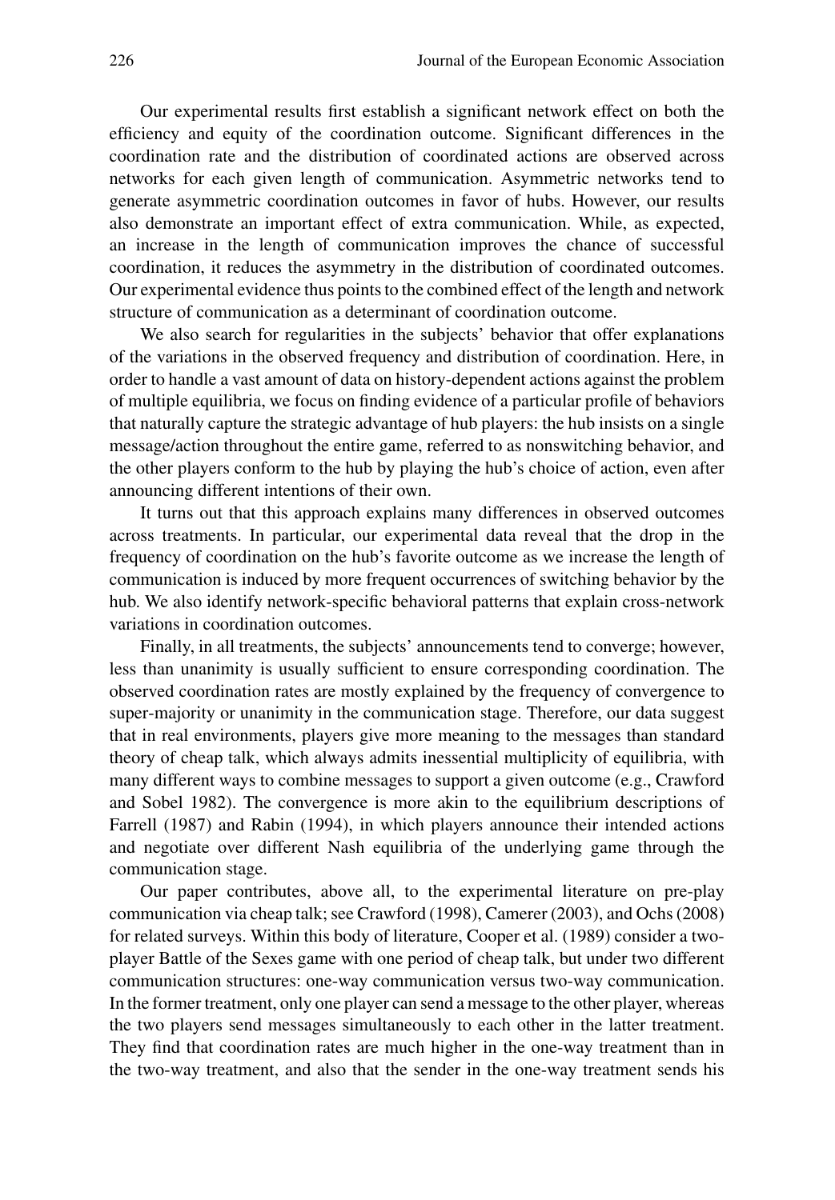Our experimental results first establish a significant network effect on both the efficiency and equity of the coordination outcome. Significant differences in the coordination rate and the distribution of coordinated actions are observed across networks for each given length of communication. Asymmetric networks tend to generate asymmetric coordination outcomes in favor of hubs. However, our results also demonstrate an important effect of extra communication. While, as expected, an increase in the length of communication improves the chance of successful coordination, it reduces the asymmetry in the distribution of coordinated outcomes. Our experimental evidence thus points to the combined effect of the length and network structure of communication as a determinant of coordination outcome.

We also search for regularities in the subjects' behavior that offer explanations of the variations in the observed frequency and distribution of coordination. Here, in order to handle a vast amount of data on history-dependent actions against the problem of multiple equilibria, we focus on finding evidence of a particular profile of behaviors that naturally capture the strategic advantage of hub players: the hub insists on a single message/action throughout the entire game, referred to as nonswitching behavior, and the other players conform to the hub by playing the hub's choice of action, even after announcing different intentions of their own.

It turns out that this approach explains many differences in observed outcomes across treatments. In particular, our experimental data reveal that the drop in the frequency of coordination on the hub's favorite outcome as we increase the length of communication is induced by more frequent occurrences of switching behavior by the hub. We also identify network-specific behavioral patterns that explain cross-network variations in coordination outcomes.

Finally, in all treatments, the subjects' announcements tend to converge; however, less than unanimity is usually sufficient to ensure corresponding coordination. The observed coordination rates are mostly explained by the frequency of convergence to super-majority or unanimity in the communication stage. Therefore, our data suggest that in real environments, players give more meaning to the messages than standard theory of cheap talk, which always admits inessential multiplicity of equilibria, with many different ways to combine messages to support a given outcome (e.g., Crawford and Sobel 1982). The convergence is more akin to the equilibrium descriptions of Farrell (1987) and Rabin (1994), in which players announce their intended actions and negotiate over different Nash equilibria of the underlying game through the communication stage.

Our paper contributes, above all, to the experimental literature on pre-play communication via cheap talk; see Crawford (1998), Camerer (2003), and Ochs (2008) for related surveys. Within this body of literature, Cooper et al. (1989) consider a two-player Battle of the Sexes game with one period of cheap talk, but under two different communication structures: one-way communication versus two-way communication. In the former treatment, only one player can send a message to the other player, whereas the two players send messages simultaneously to each other in the latter treatment. They find that coordination rates are much higher in the one-way treatment than in the two-way treatment, and also that the sender in the one-way treatment sends his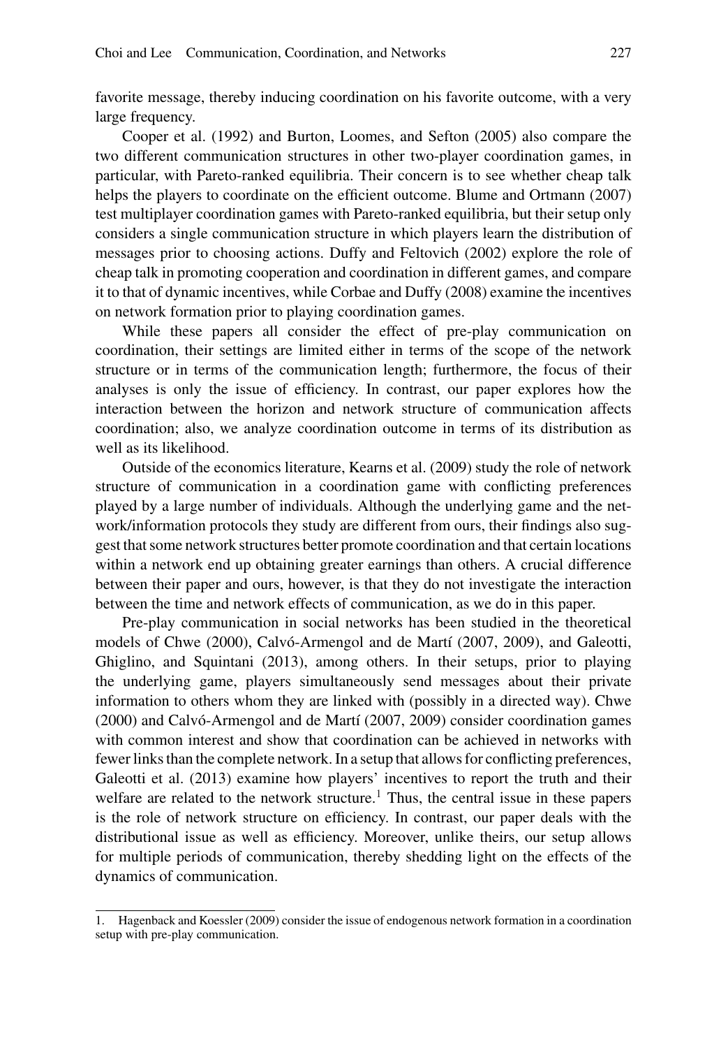favorite message, thereby inducing coordination on his favorite outcome, with a very large frequency.

Cooper et al. (1992) and Burton, Loomes, and Sefton (2005) also compare the two different communication structures in other two-player coordination games, in particular, with Pareto-ranked equilibria. Their concern is to see whether cheap talk helps the players to coordinate on the efficient outcome. Blume and Ortmann (2007) test multiplayer coordination games with Pareto-ranked equilibria, but their setup only considers a single communication structure in which players learn the distribution of messages prior to choosing actions. Duffy and Feltovich (2002) explore the role of cheap talk in promoting cooperation and coordination in different games, and compare it to that of dynamic incentives, while Corbae and Duffy (2008) examine the incentives on network formation prior to playing coordination games.

While these papers all consider the effect of pre-play communication on coordination, their settings are limited either in terms of the scope of the network structure or in terms of the communication length; furthermore, the focus of their analyses is only the issue of efficiency. In contrast, our paper explores how the interaction between the horizon and network structure of communication affects coordination; also, we analyze coordination outcome in terms of its distribution as well as its likelihood.

Outside of the economics literature, Kearns et al. (2009) study the role of network structure of communication in a coordination game with conflicting preferences played by a large number of individuals. Although the underlying game and the network/information protocols they study are different from ours, their findings also suggest that some network structures better promote coordination and that certain locations within a network end up obtaining greater earnings than others. A crucial difference between their paper and ours, however, is that they do not investigate the interaction between the time and network effects of communication, as we do in this paper.

Pre-play communication in social networks has been studied in the theoretical models of Chwe (2000), Calvó-Armengol and de Martí (2007, 2009), and Galeotti, Ghiglino, and Squintani (2013), among others. In their setups, prior to playing the underlying game, players simultaneously send messages about their private information to others whom they are linked with (possibly in a directed way). Chwe (2000) and Calvó-Armengol and de Martí (2007, 2009) consider coordination games with common interest and show that coordination can be achieved in networks with fewer links than the complete network. In a setup that allows for conflicting preferences, Galeotti et al. (2013) examine how players' incentives to report the truth and their welfare are related to the network structure.[1] Thus, the central issue in these papers is the role of network structure on efficiency. In contrast, our paper deals with the distributional issue as well as efficiency. Moreover, unlike theirs, our setup allows for multiple periods of communication, thereby shedding light on the effects of the dynamics of communication.

1. Hagenback and Koessler (2009) consider the issue of endogenous network formation in a coordination setup with pre-play communication.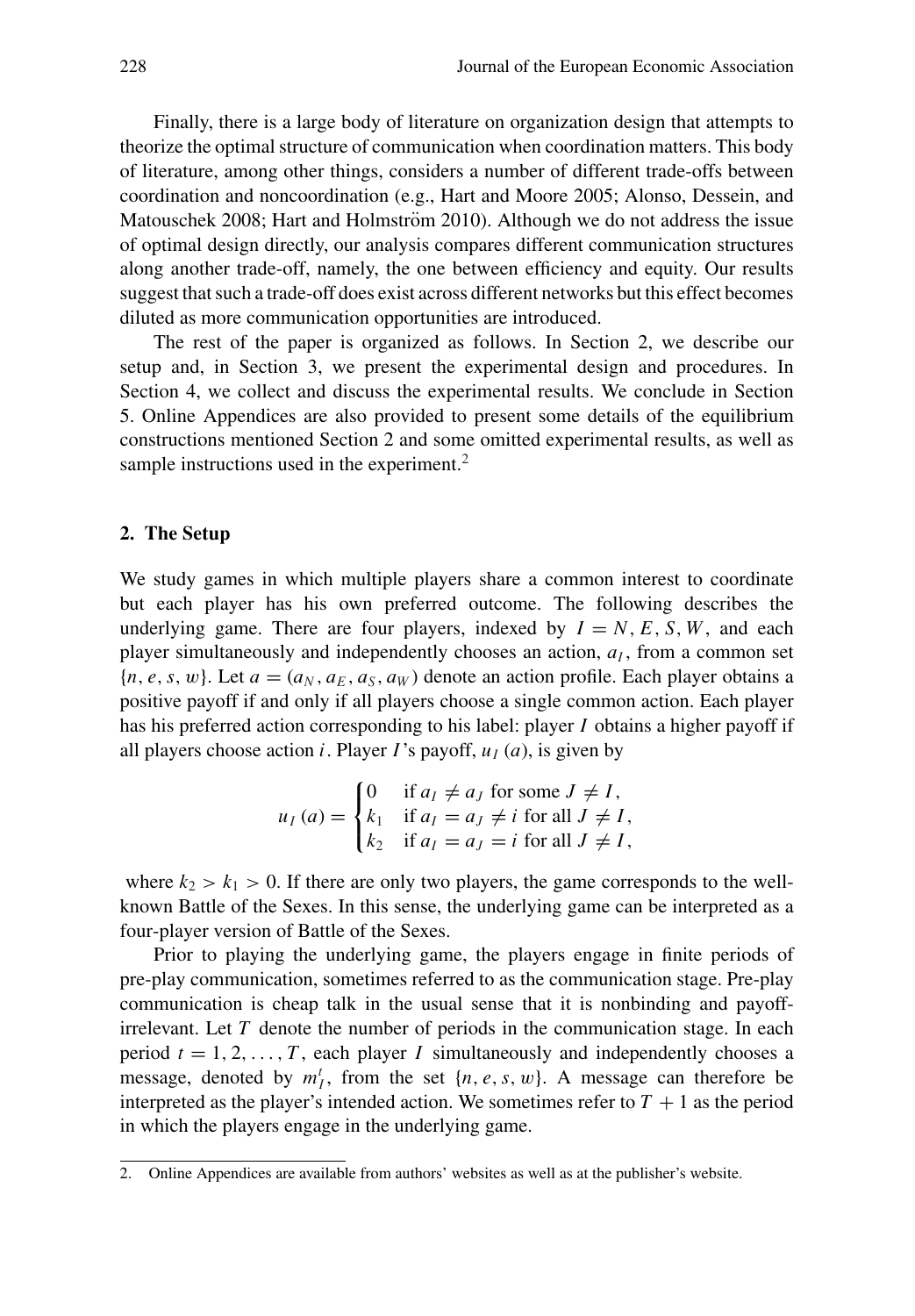Finally, there is a large body of literature on organization design that attempts to theorize the optimal structure of communication when coordination matters. This body of literature, among other things, considers a number of different trade-offs between coordination and noncoordination (e.g., Hart and Moore 2005; Alonso, Dessein, and Matouschek 2008; Hart and Holmström 2010). Although we do not address the issue of optimal design directly, our analysis compares different communication structures along another trade-off, namely, the one between efficiency and equity. Our results suggest that such a trade-off does exist across different networks but this effect becomes diluted as more communication opportunities are introduced.

The rest of the paper is organized as follows. In Section 2, we describe our setup and, in Section 3, we present the experimental design and procedures. In Section 4, we collect and discuss the experimental results. We conclude in Section 5. Online Appendices are also provided to present some details of the equilibrium constructions mentioned Section 2 and some omitted experimental results, as well as sample instructions used in the experiment.[2]

## 2. The Setup

We study games in which multiple players share a common interest to coordinate but each player has his own preferred outcome. The following describes the underlying game. There are four players, indexed by $I = N, E, S, W$, and each player simultaneously and independently chooses an action, $a_I$, from a common set $\{n, e, s, w\}$. Let $a = (a_N, a_E, a_S, a_W)$ denote an action profile. Each player obtains a positive payoff if and only if all players choose a single common action. Each player has his preferred action corresponding to his label: player $I$ obtains a higher payoff if all players choose action $i$. Player $I$'s payoff, $u_I(a)$, is given by

$$u_I(a) = \begin{cases} 0 & \text{if } a_I \neq a_J \text{ for some } J \neq I, \\ k_1 & \text{if } a_I = a_J \neq i \text{ for all } J \neq I, \\ k_2 & \text{if } a_I = a_J = i \text{ for all } J \neq I, \end{cases}$$

where $k_2 > k_1 > 0$. If there are only two players, the game corresponds to the well-known Battle of the Sexes. In this sense, the underlying game can be interpreted as a four-player version of Battle of the Sexes.

Prior to playing the underlying game, the players engage in finite periods of pre-play communication, sometimes referred to as the communication stage. Pre-play communication is cheap talk in the usual sense that it is nonbinding and payoff-irrelevant. Let $T$ denote the number of periods in the communication stage. In each period $t = 1, 2, \ldots, T$, each player $I$ simultaneously and independently chooses a message, denoted by $m_I^t$, from the set $\{n, e, s, w\}$. A message can therefore be interpreted as the player's intended action. We sometimes refer to $T + 1$ as the period in which the players engage in the underlying game.

2. Online Appendices are available from authors' websites as well as at the publisher's website.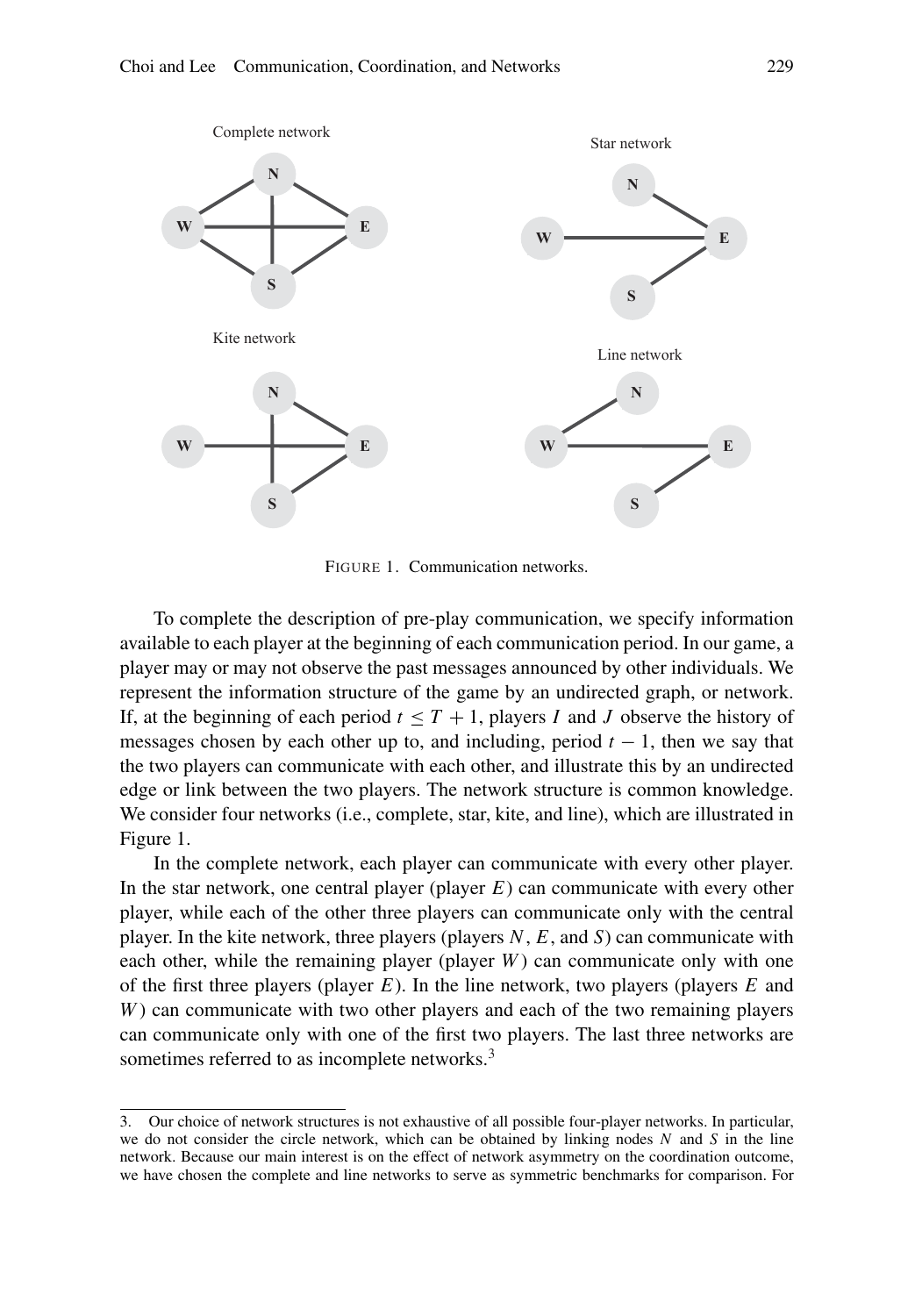FIGURE 1. Communication networks.

To complete the description of pre-play communication, we specify information available to each player at the beginning of each communication period. In our game, a player may or may not observe the past messages announced by other individuals. We represent the information structure of the game by an undirected graph, or network. If, at the beginning of each period $t \leq T + 1$, players $I$ and $J$ observe the history of messages chosen by each other up to, and including, period $t - 1$, then we say that the two players can communicate with each other, and illustrate this by an undirected edge or link between the two players. The network structure is common knowledge. We consider four networks (i.e., complete, star, kite, and line), which are illustrated in Figure 1.

In the complete network, each player can communicate with every other player. In the star network, one central player (player $E$) can communicate with every other player, while each of the other three players can communicate only with the central player. In the kite network, three players (players $N$, $E$, and $S$) can communicate with each other, while the remaining player (player $W$) can communicate only with one of the first three players (player $E$). In the line network, two players (players $E$ and $W$) can communicate with two other players and each of the two remaining players can communicate only with one of the first two players. The last three networks are sometimes referred to as incomplete networks.[3]

3. Our choice of network structures is not exhaustive of all possible four-player networks. In particular, we do not consider the circle network, which can be obtained by linking nodes $N$ and $S$ in the line network. Because our main interest is on the effect of network asymmetry on the coordination outcome, we have chosen the complete and line networks to serve as symmetric benchmarks for comparison. For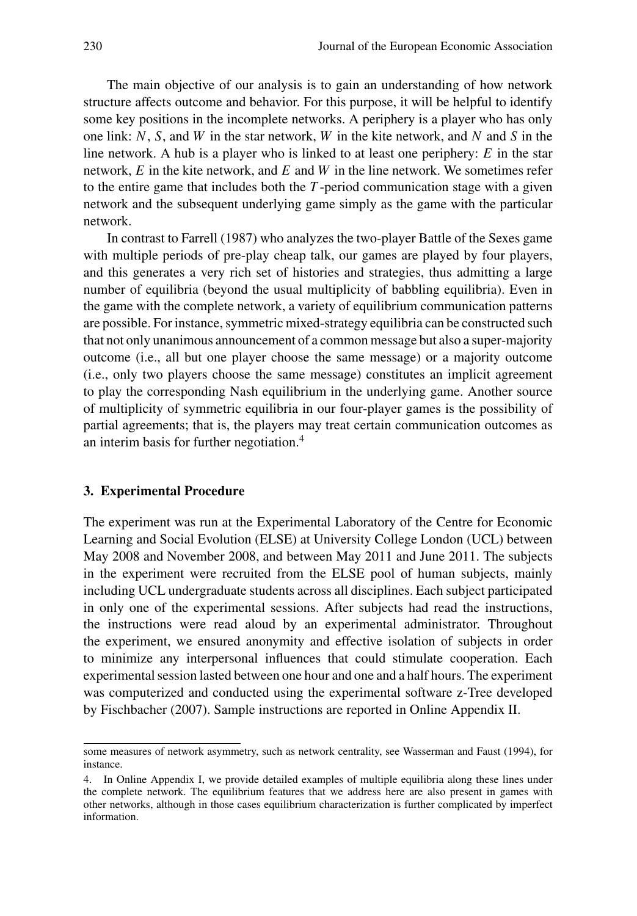The main objective of our analysis is to gain an understanding of how network structure affects outcome and behavior. For this purpose, it will be helpful to identify some key positions in the incomplete networks. A periphery is a player who has only one link: $N$, $S$, and $W$ in the star network, $W$ in the kite network, and $N$ and $S$ in the line network. A hub is a player who is linked to at least one periphery: $E$ in the star network, $E$ in the kite network, and $E$ and $W$ in the line network. We sometimes refer to the entire game that includes both the $T$-period communication stage with a given network and the subsequent underlying game simply as the game with the particular network.

In contrast to Farrell (1987) who analyzes the two-player Battle of the Sexes game with multiple periods of pre-play cheap talk, our games are played by four players, and this generates a very rich set of histories and strategies, thus admitting a large number of equilibria (beyond the usual multiplicity of babbling equilibria). Even in the game with the complete network, a variety of equilibrium communication patterns are possible. For instance, symmetric mixed-strategy equilibria can be constructed such that not only unanimous announcement of a common message but also a super-majority outcome (i.e., all but one player choose the same message) or a majority outcome (i.e., only two players choose the same message) constitutes an implicit agreement to play the corresponding Nash equilibrium in the underlying game. Another source of multiplicity of symmetric equilibria in our four-player games is the possibility of partial agreements; that is, the players may treat certain communication outcomes as an interim basis for further negotiation.[4]

## 3. Experimental Procedure

The experiment was run at the Experimental Laboratory of the Centre for Economic Learning and Social Evolution (ELSE) at University College London (UCL) between May 2008 and November 2008, and between May 2011 and June 2011. The subjects in the experiment were recruited from the ELSE pool of human subjects, mainly including UCL undergraduate students across all disciplines. Each subject participated in only one of the experimental sessions. After subjects had read the instructions, the instructions were read aloud by an experimental administrator. Throughout the experiment, we ensured anonymity and effective isolation of subjects in order to minimize any interpersonal influences that could stimulate cooperation. Each experimental session lasted between one hour and one and a half hours. The experiment was computerized and conducted using the experimental software z-Tree developed by Fischbacher (2007). Sample instructions are reported in Online Appendix II.

---

some measures of network asymmetry, such as network centrality, see Wasserman and Faust (1994), for instance.

4. In Online Appendix I, we provide detailed examples of multiple equilibria along these lines under the complete network. The equilibrium features that we address here are also present in games with other networks, although in those cases equilibrium characterization is further complicated by imperfect information.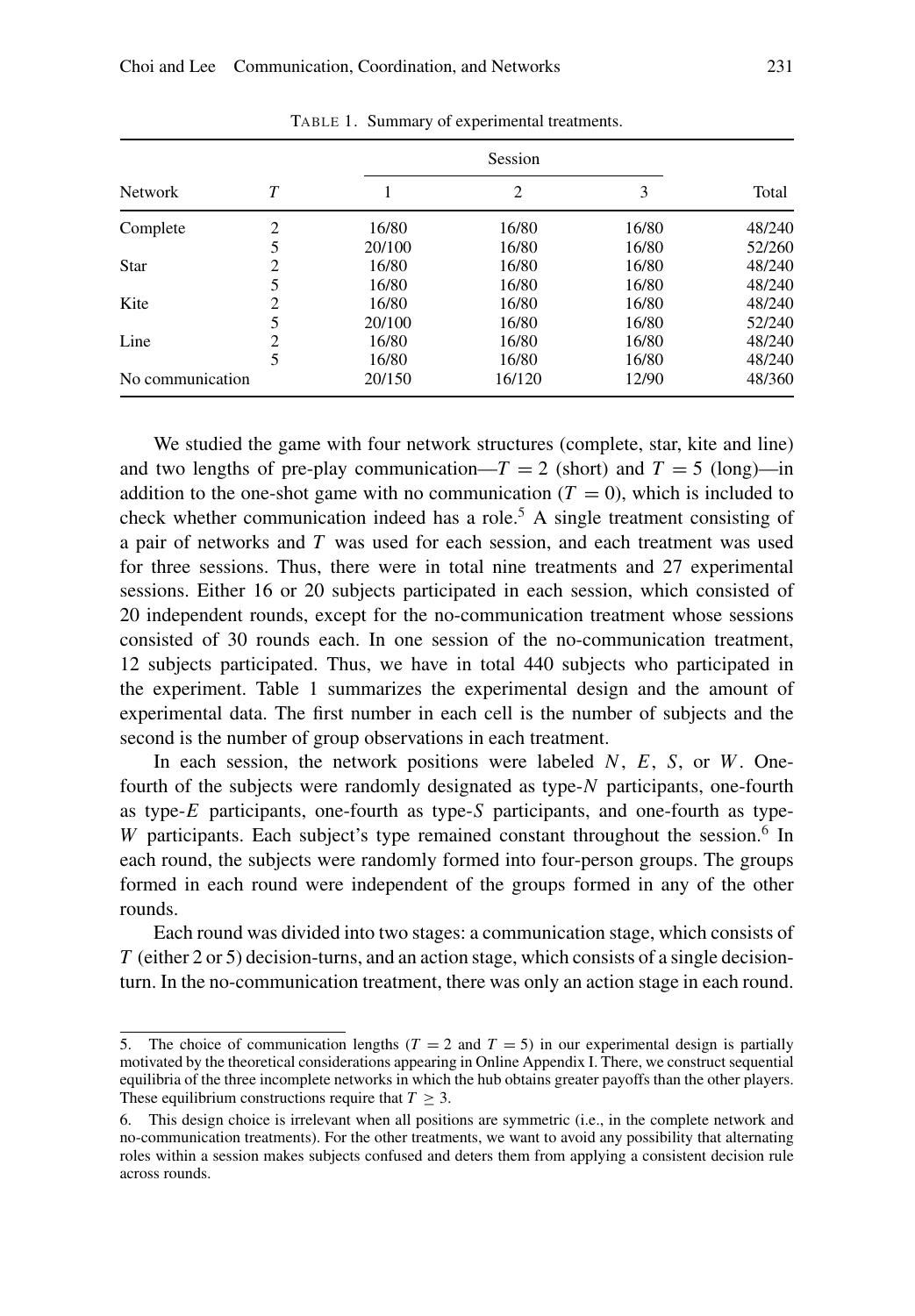TABLE 1. Summary of experimental treatments.

| Network | $T$ | Session 1 | Session 2 | Session 3 | Total |
|---|---|---|---|---|---|
| Complete | 2 | 16/80 | 16/80 | 16/80 | 48/240 |
| | 5 | 20/100 | 16/80 | 16/80 | 52/260 |
| Star | 2 | 16/80 | 16/80 | 16/80 | 48/240 |
| | 5 | 16/80 | 16/80 | 16/80 | 48/240 |
| Kite | 2 | 16/80 | 16/80 | 16/80 | 48/240 |
| | 5 | 20/100 | 16/80 | 16/80 | 52/240 |
| Line | 2 | 16/80 | 16/80 | 16/80 | 48/240 |
| | 5 | 16/80 | 16/80 | 16/80 | 48/240 |
| No communication | | 20/150 | 16/120 | 12/90 | 48/360 |

We studied the game with four network structures (complete, star, kite and line) and two lengths of pre-play communication—$T = 2$ (short) and $T = 5$ (long)—in addition to the one-shot game with no communication ($T = 0$), which is included to check whether communication indeed has a role.[5] A single treatment consisting of a pair of networks and $T$ was used for each session, and each treatment was used for three sessions. Thus, there were in total nine treatments and 27 experimental sessions. Either 16 or 20 subjects participated in each session, which consisted of 20 independent rounds, except for the no-communication treatment whose sessions consisted of 30 rounds each. In one session of the no-communication treatment, 12 subjects participated. Thus, we have in total 440 subjects who participated in the experiment. Table 1 summarizes the experimental design and the amount of experimental data. The first number in each cell is the number of subjects and the second is the number of group observations in each treatment.

In each session, the network positions were labeled $N$, $E$, $S$, or $W$. One-fourth of the subjects were randomly designated as type-$N$ participants, one-fourth as type-$E$ participants, one-fourth as type-$S$ participants, and one-fourth as type-$W$ participants. Each subject's type remained constant throughout the session.[6] In each round, the subjects were randomly formed into four-person groups. The groups formed in each round were independent of the groups formed in any of the other rounds.

Each round was divided into two stages: a communication stage, which consists of $T$ (either 2 or 5) decision-turns, and an action stage, which consists of a single decision-turn. In the no-communication treatment, there was only an action stage in each round.

5. The choice of communication lengths ($T = 2$ and $T = 5$) in our experimental design is partially motivated by the theoretical considerations appearing in Online Appendix I. There, we construct sequential equilibria of the three incomplete networks in which the hub obtains greater payoffs than the other players. These equilibrium constructions require that $T \geq 3$.

6. This design choice is irrelevant when all positions are symmetric (i.e., in the complete network and no-communication treatments). For the other treatments, we want to avoid any possibility that alternating roles within a session makes subjects confused and deters them from applying a consistent decision rule across rounds.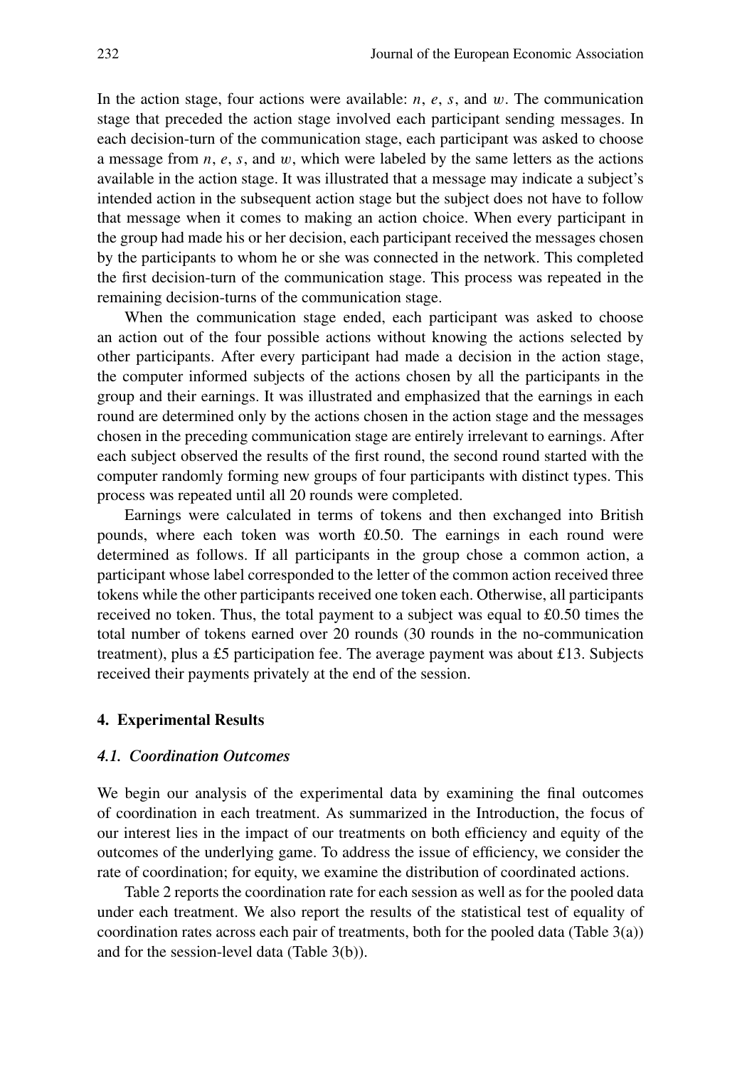In the action stage, four actions were available: $n$, $e$, $s$, and $w$. The communication stage that preceded the action stage involved each participant sending messages. In each decision-turn of the communication stage, each participant was asked to choose a message from $n$, $e$, $s$, and $w$, which were labeled by the same letters as the actions available in the action stage. It was illustrated that a message may indicate a subject's intended action in the subsequent action stage but the subject does not have to follow that message when it comes to making an action choice. When every participant in the group had made his or her decision, each participant received the messages chosen by the participants to whom he or she was connected in the network. This completed the first decision-turn of the communication stage. This process was repeated in the remaining decision-turns of the communication stage.

When the communication stage ended, each participant was asked to choose an action out of the four possible actions without knowing the actions selected by other participants. After every participant had made a decision in the action stage, the computer informed subjects of the actions chosen by all the participants in the group and their earnings. It was illustrated and emphasized that the earnings in each round are determined only by the actions chosen in the action stage and the messages chosen in the preceding communication stage are entirely irrelevant to earnings. After each subject observed the results of the first round, the second round started with the computer randomly forming new groups of four participants with distinct types. This process was repeated until all 20 rounds were completed.

Earnings were calculated in terms of tokens and then exchanged into British pounds, where each token was worth £0.50. The earnings in each round were determined as follows. If all participants in the group chose a common action, a participant whose label corresponded to the letter of the common action received three tokens while the other participants received one token each. Otherwise, all participants received no token. Thus, the total payment to a subject was equal to £0.50 times the total number of tokens earned over 20 rounds (30 rounds in the no-communication treatment), plus a £5 participation fee. The average payment was about £13. Subjects received their payments privately at the end of the session.

## 4. Experimental Results

### 4.1. Coordination Outcomes

We begin our analysis of the experimental data by examining the final outcomes of coordination in each treatment. As summarized in the Introduction, the focus of our interest lies in the impact of our treatments on both efficiency and equity of the outcomes of the underlying game. To address the issue of efficiency, we consider the rate of coordination; for equity, we examine the distribution of coordinated actions.

Table 2 reports the coordination rate for each session as well as for the pooled data under each treatment. We also report the results of the statistical test of equality of coordination rates across each pair of treatments, both for the pooled data (Table 3(a)) and for the session-level data (Table 3(b)).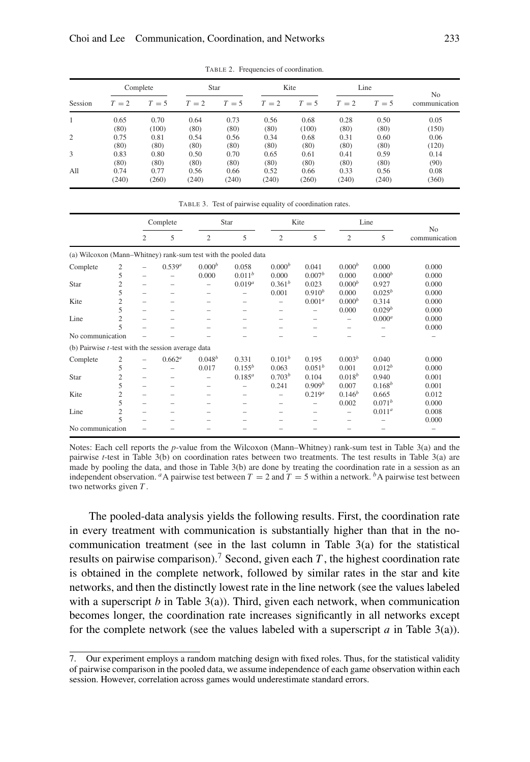Table 2. Frequencies of coordination.

| Session | Complete | | Star | | Kite | | Line | | No communication |
|---|---|---|---|---|---|---|---|---|---|
| | $T = 2$ | $T = 5$ | $T = 2$ | $T = 5$ | $T = 2$ | $T = 5$ | $T = 2$ | $T = 5$ | |
| 1 | 0.65 | 0.70 | 0.64 | 0.73 | 0.56 | 0.68 | 0.28 | 0.50 | 0.05 |
| | (80) | (100) | (80) | (80) | (80) | (100) | (80) | (80) | (150) |
| 2 | 0.75 | 0.81 | 0.54 | 0.56 | 0.34 | 0.68 | 0.31 | 0.60 | 0.06 |
| | (80) | (80) | (80) | (80) | (80) | (80) | (80) | (80) | (120) |
| 3 | 0.83 | 0.80 | 0.50 | 0.70 | 0.65 | 0.61 | 0.41 | 0.59 | 0.14 |
| | (80) | (80) | (80) | (80) | (80) | (80) | (80) | (80) | (90) |
| All | 0.74 | 0.77 | 0.56 | 0.66 | 0.52 | 0.66 | 0.33 | 0.56 | 0.08 |
| | (240) | (260) | (240) | (240) | (240) | (260) | (240) | (240) | (360) |

Table 3. Test of pairwise equality of coordination rates.

| | | Complete | | Star | | Kite | | Line | | No communication |
|---|---|---|---|---|---|---|---|---|---|---|
| | | 2 | 5 | 2 | 5 | 2 | 5 | 2 | 5 | |
| (a) Wilcoxon (Mann–Whitney) rank-sum test with the pooled data | | | | | | | | | | |
| Complete | 2 | – | $0.539^a$ | $0.000^b$ | 0.058 | $0.000^b$ | 0.041 | $0.000^b$ | 0.000 | 0.000 |
| | 5 | – | – | 0.000 | $0.011^b$ | 0.000 | $0.007^b$ | 0.000 | $0.000^b$ | 0.000 |
| Star | 2 | – | – | – | $0.019^a$ | $0.361^b$ | 0.023 | $0.000^b$ | 0.927 | 0.000 |
| | 5 | – | – | – | – | 0.001 | $0.910^b$ | 0.000 | $0.025^b$ | 0.000 |
| Kite | 2 | – | – | – | – | – | $0.001^a$ | $0.000^b$ | 0.314 | 0.000 |
| | 5 | – | – | – | – | – | – | 0.000 | $0.029^b$ | 0.000 |
| Line | 2 | – | – | – | – | – | – | – | $0.000^a$ | 0.000 |
| | 5 | – | – | – | – | – | – | – | – | 0.000 |
| No communication | | – | – | – | – | – | – | – | – | – |
| (b) Pairwise $t$-test with the session average data | | | | | | | | | | |
| Complete | 2 | – | $0.662^a$ | $0.048^b$ | 0.331 | $0.101^b$ | 0.195 | $0.003^b$ | 0.040 | 0.000 |
| | 5 | – | – | 0.017 | $0.155^b$ | 0.063 | $0.051^b$ | 0.001 | $0.012^b$ | 0.000 |
| Star | 2 | – | – | – | $0.185^a$ | $0.703^b$ | 0.104 | $0.018^b$ | 0.940 | 0.001 |
| | 5 | – | – | – | – | 0.241 | $0.909^b$ | 0.007 | $0.168^b$ | 0.001 |
| Kite | 2 | – | – | – | – | – | $0.219^a$ | $0.146^b$ | 0.665 | 0.012 |
| | 5 | – | – | – | – | – | – | 0.002 | $0.071^b$ | 0.000 |
| Line | 2 | – | – | – | – | – | – | – | $0.011^a$ | 0.008 |
| | 5 | – | – | – | – | – | – | – | – | 0.000 |
| No communication | | – | – | – | – | – | – | – | – | – |

Notes: Each cell reports the $p$-value from the Wilcoxon (Mann–Whitney) rank-sum test in Table 3(a) and the pairwise $t$-test in Table 3(b) on coordination rates between two treatments. The test results in Table 3(a) are made by pooling the data, and those in Table 3(b) are done by treating the coordination rate in a session as an independent observation. [a]A pairwise test between $T = 2$ and $T = 5$ within a network. [b]A pairwise test between two networks given $T$.

The pooled-data analysis yields the following results. First, the coordination rate in every treatment with communication is substantially higher than that in the no-communication treatment (see in the last column in Table 3(a) for the statistical results on pairwise comparison).[7] Second, given each $T$, the highest coordination rate is obtained in the complete network, followed by similar rates in the star and kite networks, and then the distinctly lowest rate in the line network (see the values labeled with a superscript $b$ in Table 3(a)). Third, given each network, when communication becomes longer, the coordination rate increases significantly in all networks except for the complete network (see the values labeled with a superscript $a$ in Table 3(a)).

7. Our experiment employs a random matching design with fixed roles. Thus, for the statistical validity of pairwise comparison in the pooled data, we assume independence of each game observation within each session. However, correlation across games would underestimate standard errors.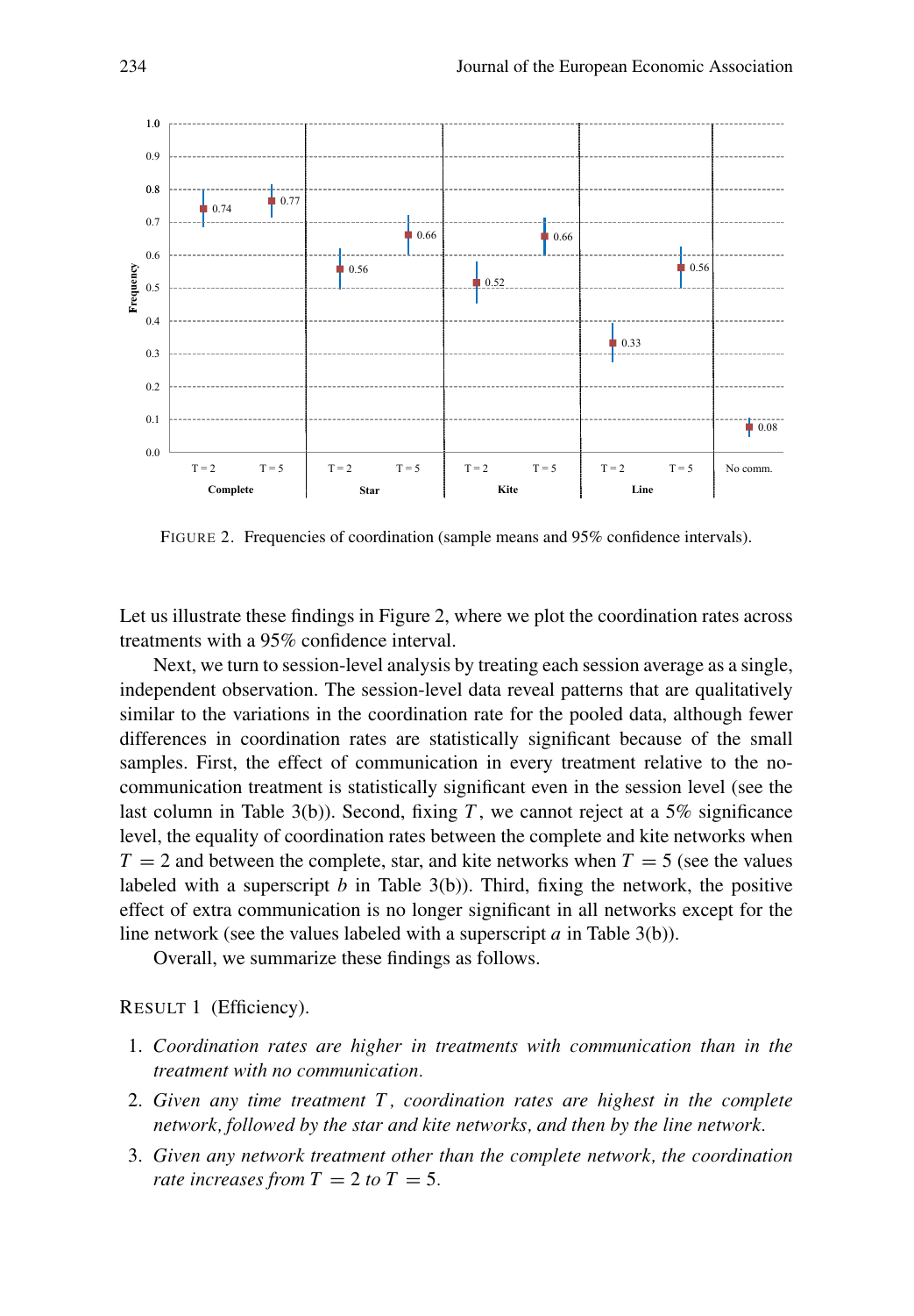FIGURE 2. Frequencies of coordination (sample means and 95% confidence intervals).

Let us illustrate these findings in Figure 2, where we plot the coordination rates across treatments with a 95% confidence interval.

Next, we turn to session-level analysis by treating each session average as a single, independent observation. The session-level data reveal patterns that are qualitatively similar to the variations in the coordination rate for the pooled data, although fewer differences in coordination rates are statistically significant because of the small samples. First, the effect of communication in every treatment relative to the no-communication treatment is statistically significant even in the session level (see the last column in Table 3(b)). Second, fixing $T$, we cannot reject at a 5% significance level, the equality of coordination rates between the complete and kite networks when $T = 2$ and between the complete, star, and kite networks when $T = 5$ (see the values labeled with a superscript $b$ in Table 3(b)). Third, fixing the network, the positive effect of extra communication is no longer significant in all networks except for the line network (see the values labeled with a superscript $a$ in Table 3(b)).

Overall, we summarize these findings as follows.

RESULT 1 (Efficiency).

1. *Coordination rates are higher in treatments with communication than in the treatment with no communication.*
2. *Given any time treatment $T$, coordination rates are highest in the complete network, followed by the star and kite networks, and then by the line network.*
3. *Given any network treatment other than the complete network, the coordination rate increases from $T = 2$ to $T = 5$.*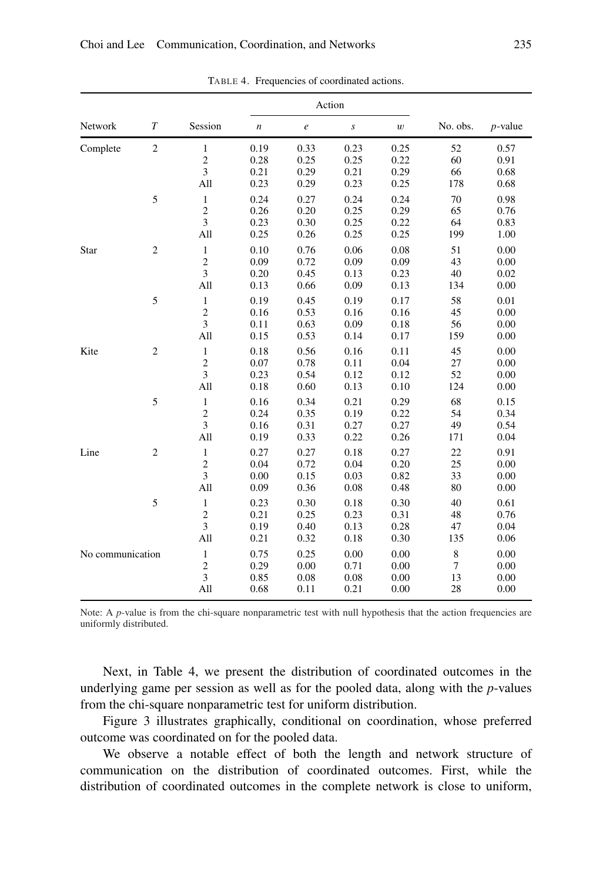TABLE 4. Frequencies of coordinated actions.

| Network | $T$ | Session | Action | | | | No. obs. | $p$-value |
|---|---|---|---|---|---|---|---|---|
| | | | $n$ | $e$ | $s$ | $w$ | | |
| Complete | 2 | 1 | 0.19 | 0.33 | 0.23 | 0.25 | 52 | 0.57 |
| | | 2 | 0.28 | 0.25 | 0.25 | 0.22 | 60 | 0.91 |
| | | 3 | 0.21 | 0.29 | 0.21 | 0.29 | 66 | 0.68 |
| | | All | 0.23 | 0.29 | 0.23 | 0.25 | 178 | 0.68 |
| | 5 | 1 | 0.24 | 0.27 | 0.24 | 0.24 | 70 | 0.98 |
| | | 2 | 0.26 | 0.20 | 0.25 | 0.29 | 65 | 0.76 |
| | | 3 | 0.23 | 0.30 | 0.25 | 0.22 | 64 | 0.83 |
| | | All | 0.25 | 0.26 | 0.25 | 0.25 | 199 | 1.00 |
| Star | 2 | 1 | 0.10 | 0.76 | 0.06 | 0.08 | 51 | 0.00 |
| | | 2 | 0.09 | 0.72 | 0.09 | 0.09 | 43 | 0.00 |
| | | 3 | 0.20 | 0.45 | 0.13 | 0.23 | 40 | 0.02 |
| | | All | 0.13 | 0.66 | 0.09 | 0.13 | 134 | 0.00 |
| | 5 | 1 | 0.19 | 0.45 | 0.19 | 0.17 | 58 | 0.01 |
| | | 2 | 0.16 | 0.53 | 0.16 | 0.16 | 45 | 0.00 |
| | | 3 | 0.11 | 0.63 | 0.09 | 0.18 | 56 | 0.00 |
| | | All | 0.15 | 0.53 | 0.14 | 0.17 | 159 | 0.00 |
| Kite | 2 | 1 | 0.18 | 0.56 | 0.16 | 0.11 | 45 | 0.00 |
| | | 2 | 0.07 | 0.78 | 0.11 | 0.04 | 27 | 0.00 |
| | | 3 | 0.23 | 0.54 | 0.12 | 0.12 | 52 | 0.00 |
| | | All | 0.18 | 0.60 | 0.13 | 0.10 | 124 | 0.00 |
| | 5 | 1 | 0.16 | 0.34 | 0.21 | 0.29 | 68 | 0.15 |
| | | 2 | 0.24 | 0.35 | 0.19 | 0.22 | 54 | 0.34 |
| | | 3 | 0.16 | 0.31 | 0.27 | 0.27 | 49 | 0.54 |
| | | All | 0.19 | 0.33 | 0.22 | 0.26 | 171 | 0.04 |
| Line | 2 | 1 | 0.27 | 0.27 | 0.18 | 0.27 | 22 | 0.91 |
| | | 2 | 0.04 | 0.72 | 0.04 | 0.20 | 25 | 0.00 |
| | | 3 | 0.00 | 0.15 | 0.03 | 0.82 | 33 | 0.00 |
| | | All | 0.09 | 0.36 | 0.08 | 0.48 | 80 | 0.00 |
| | 5 | 1 | 0.23 | 0.30 | 0.18 | 0.30 | 40 | 0.61 |
| | | 2 | 0.21 | 0.25 | 0.23 | 0.31 | 48 | 0.76 |
| | | 3 | 0.19 | 0.40 | 0.13 | 0.28 | 47 | 0.04 |
| | | All | 0.21 | 0.32 | 0.18 | 0.30 | 135 | 0.06 |
| No communication | | 1 | 0.75 | 0.25 | 0.00 | 0.00 | 8 | 0.00 |
| | | 2 | 0.29 | 0.00 | 0.71 | 0.00 | 7 | 0.00 |
| | | 3 | 0.85 | 0.08 | 0.08 | 0.00 | 13 | 0.00 |
| | | All | 0.68 | 0.11 | 0.21 | 0.00 | 28 | 0.00 |

Note: A $p$-value is from the chi-square nonparametric test with null hypothesis that the action frequencies are uniformly distributed.

Next, in Table 4, we present the distribution of coordinated outcomes in the underlying game per session as well as for the pooled data, along with the $p$-values from the chi-square nonparametric test for uniform distribution.

Figure 3 illustrates graphically, conditional on coordination, whose preferred outcome was coordinated on for the pooled data.

We observe a notable effect of both the length and network structure of communication on the distribution of coordinated outcomes. First, while the distribution of coordinated outcomes in the complete network is close to uniform,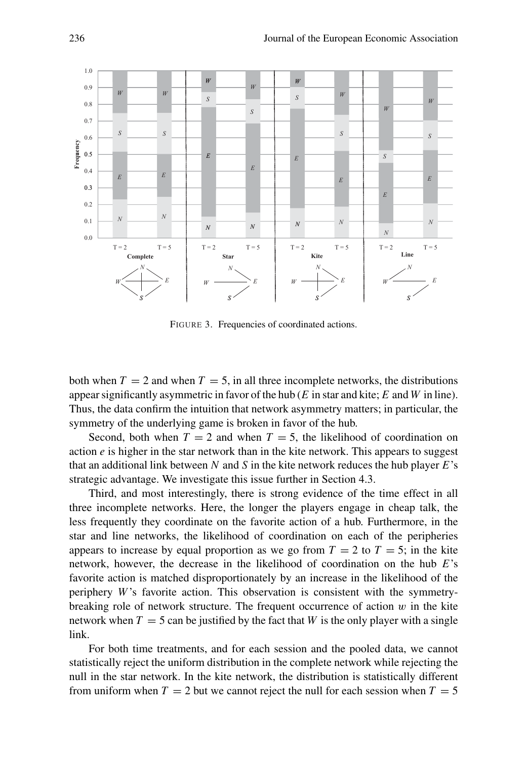FIGURE 3. Frequencies of coordinated actions.

both when $T = 2$ and when $T = 5$, in all three incomplete networks, the distributions appear significantly asymmetric in favor of the hub ($E$ in star and kite; $E$ and $W$ in line). Thus, the data confirm the intuition that network asymmetry matters; in particular, the symmetry of the underlying game is broken in favor of the hub.

Second, both when $T = 2$ and when $T = 5$, the likelihood of coordination on action $e$ is higher in the star network than in the kite network. This appears to suggest that an additional link between $N$ and $S$ in the kite network reduces the hub player $E$'s strategic advantage. We investigate this issue further in Section 4.3.

Third, and most interestingly, there is strong evidence of the time effect in all three incomplete networks. Here, the longer the players engage in cheap talk, the less frequently they coordinate on the favorite action of a hub. Furthermore, in the star and line networks, the likelihood of coordination on each of the peripheries appears to increase by equal proportion as we go from $T = 2$ to $T = 5$; in the kite network, however, the decrease in the likelihood of coordination on the hub $E$'s favorite action is matched disproportionately by an increase in the likelihood of the periphery $W$'s favorite action. This observation is consistent with the symmetry-breaking role of network structure. The frequent occurrence of action $w$ in the kite network when $T = 5$ can be justified by the fact that $W$ is the only player with a single link.

For both time treatments, and for each session and the pooled data, we cannot statistically reject the uniform distribution in the complete network while rejecting the null in the star network. In the kite network, the distribution is statistically different from uniform when $T = 2$ but we cannot reject the null for each session when $T = 5$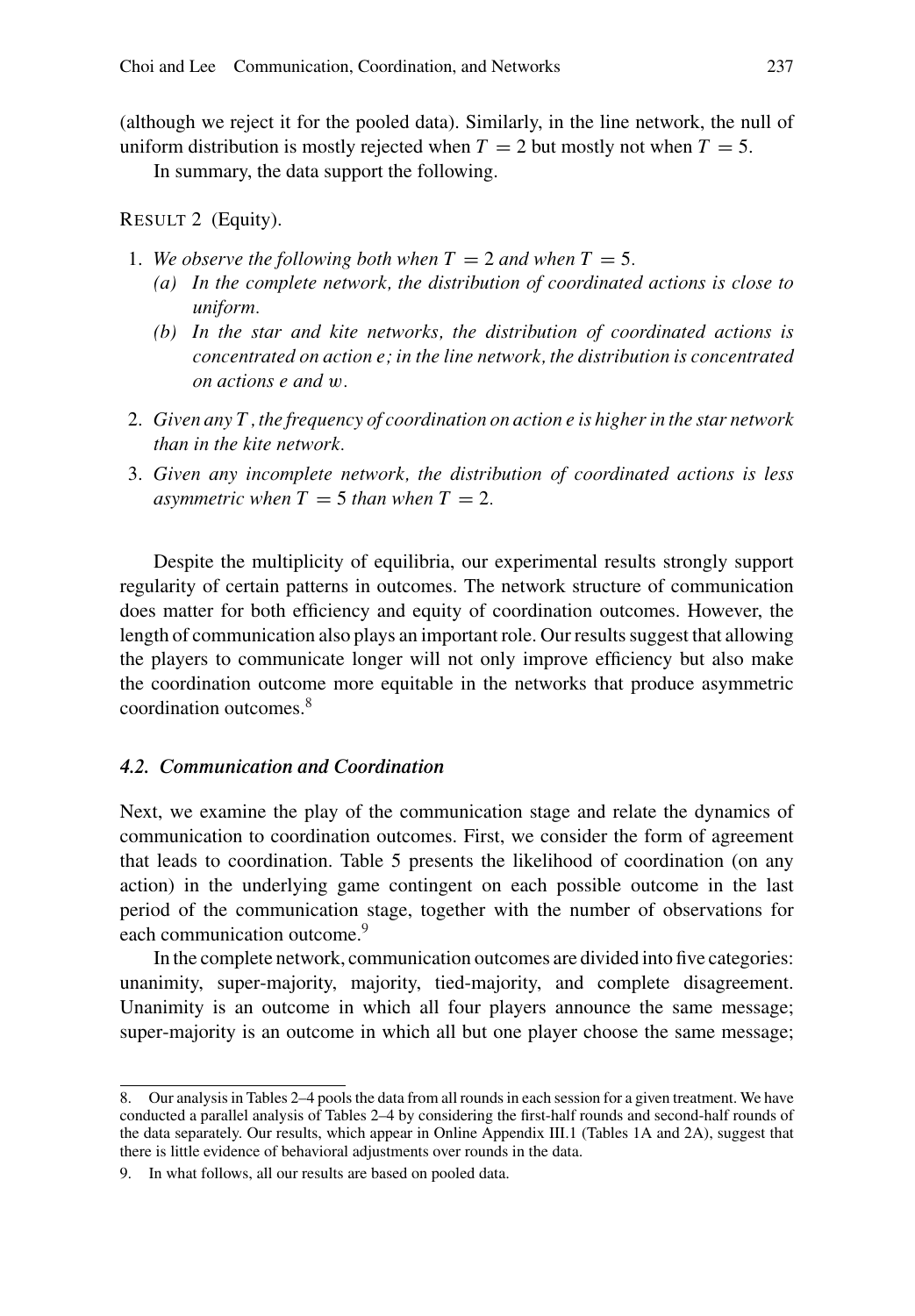(although we reject it for the pooled data). Similarly, in the line network, the null of uniform distribution is mostly rejected when $T = 2$ but mostly not when $T = 5$.

In summary, the data support the following.

RESULT 2 (Equity).

1. *We observe the following both when $T = 2$ and when $T = 5$.*
   *(a) In the complete network, the distribution of coordinated actions is close to uniform.*
   *(b) In the star and kite networks, the distribution of coordinated actions is concentrated on action $e$; in the line network, the distribution is concentrated on actions $e$ and $w$.*
2. *Given any $T$, the frequency of coordination on action $e$ is higher in the star network than in the kite network.*
3. *Given any incomplete network, the distribution of coordinated actions is less asymmetric when $T = 5$ than when $T = 2$.*

Despite the multiplicity of equilibria, our experimental results strongly support regularity of certain patterns in outcomes. The network structure of communication does matter for both efficiency and equity of coordination outcomes. However, the length of communication also plays an important role. Our results suggest that allowing the players to communicate longer will not only improve efficiency but also make the coordination outcome more equitable in the networks that produce asymmetric coordination outcomes.[8]

### 4.2. Communication and Coordination

Next, we examine the play of the communication stage and relate the dynamics of communication to coordination outcomes. First, we consider the form of agreement that leads to coordination. Table 5 presents the likelihood of coordination (on any action) in the underlying game contingent on each possible outcome in the last period of the communication stage, together with the number of observations for each communication outcome.[9]

In the complete network, communication outcomes are divided into five categories: unanimity, super-majority, majority, tied-majority, and complete disagreement. Unanimity is an outcome in which all four players announce the same message; super-majority is an outcome in which all but one player choose the same message;

8. Our analysis in Tables 2–4 pools the data from all rounds in each session for a given treatment. We have conducted a parallel analysis of Tables 2–4 by considering the first-half rounds and second-half rounds of the data separately. Our results, which appear in Online Appendix III.1 (Tables 1A and 2A), suggest that there is little evidence of behavioral adjustments over rounds in the data.

9. In what follows, all our results are based on pooled data.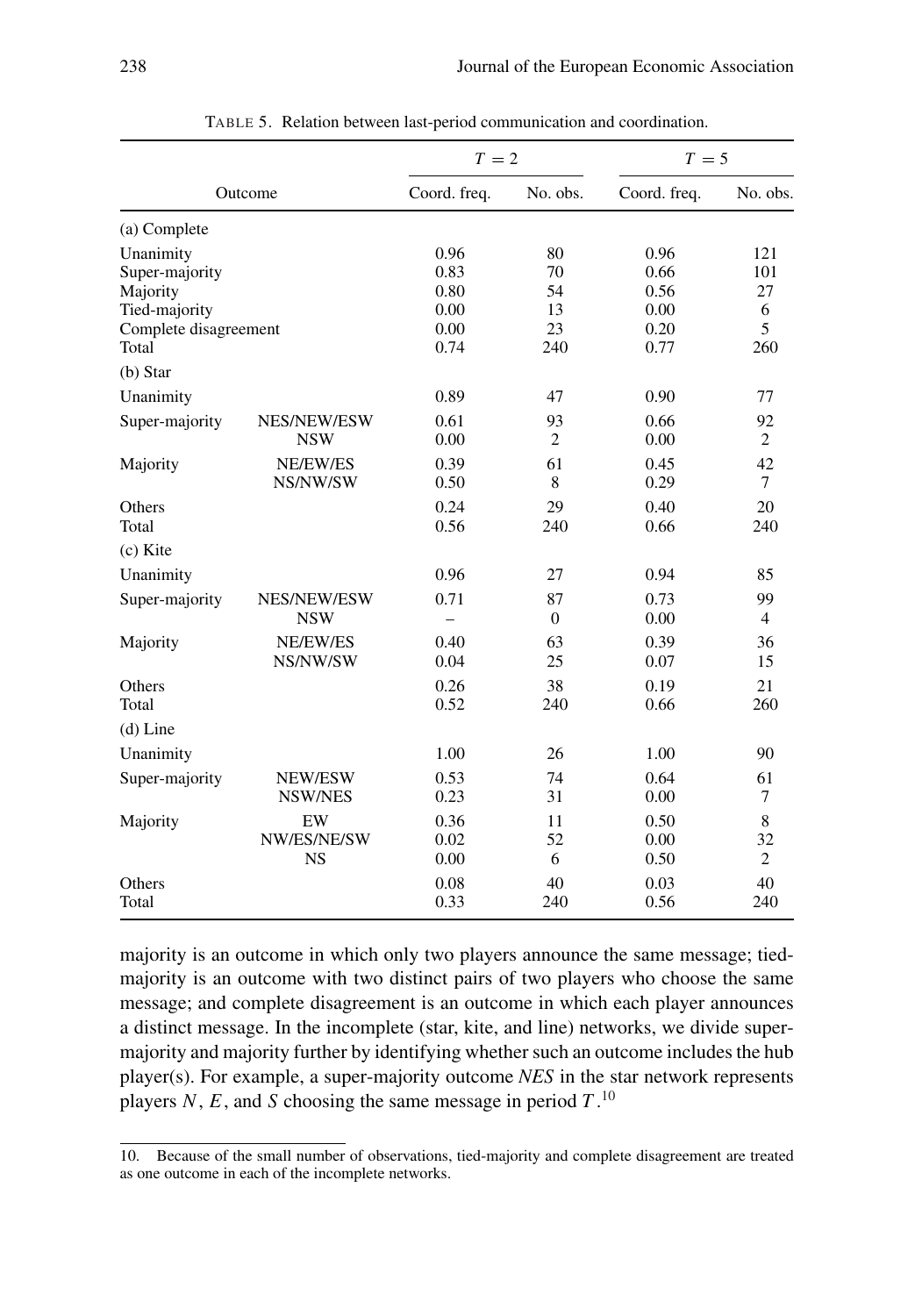TABLE 5. Relation between last-period communication and coordination.

| Outcome | | $T = 2$ | | $T = 5$ | |
|---|---|---|---|---|---|
| | | Coord. freq. | No. obs. | Coord. freq. | No. obs. |
| (a) Complete | | | | | |
| Unanimity | | 0.96 | 80 | 0.96 | 121 |
| Super-majority | | 0.83 | 70 | 0.66 | 101 |
| Majority | | 0.80 | 54 | 0.56 | 27 |
| Tied-majority | | 0.00 | 13 | 0.00 | 6 |
| Complete disagreement | | 0.00 | 23 | 0.20 | 5 |
| Total | | 0.74 | 240 | 0.77 | 260 |
| (b) Star | | | | | |
| Unanimity | | 0.89 | 47 | 0.90 | 77 |
| Super-majority | NES/NEW/ESW | 0.61 | 93 | 0.66 | 92 |
| | NSW | 0.00 | 2 | 0.00 | 2 |
| Majority | NE/EW/ES | 0.39 | 61 | 0.45 | 42 |
| | NS/NW/SW | 0.50 | 8 | 0.29 | 7 |
| Others | | 0.24 | 29 | 0.40 | 20 |
| Total | | 0.56 | 240 | 0.66 | 240 |
| (c) Kite | | | | | |
| Unanimity | | 0.96 | 27 | 0.94 | 85 |
| Super-majority | NES/NEW/ESW | 0.71 | 87 | 0.73 | 99 |
| | NSW | – | 0 | 0.00 | 4 |
| Majority | NE/EW/ES | 0.40 | 63 | 0.39 | 36 |
| | NS/NW/SW | 0.04 | 25 | 0.07 | 15 |
| Others | | 0.26 | 38 | 0.19 | 21 |
| Total | | 0.52 | 240 | 0.66 | 260 |
| (d) Line | | | | | |
| Unanimity | | 1.00 | 26 | 1.00 | 90 |
| Super-majority | NEW/ESW | 0.53 | 74 | 0.64 | 61 |
| | NSW/NES | 0.23 | 31 | 0.00 | 7 |
| Majority | EW | 0.36 | 11 | 0.50 | 8 |
| | NW/ES/NE/SW | 0.02 | 52 | 0.00 | 32 |
| | NS | 0.00 | 6 | 0.50 | 2 |
| Others | | 0.08 | 40 | 0.03 | 40 |
| Total | | 0.33 | 240 | 0.56 | 240 |

majority is an outcome in which only two players announce the same message; tied-majority is an outcome with two distinct pairs of two players who choose the same message; and complete disagreement is an outcome in which each player announces a distinct message. In the incomplete (star, kite, and line) networks, we divide super-majority and majority further by identifying whether such an outcome includes the hub player(s). For example, a super-majority outcome *NES* in the star network represents players $N$, $E$, and $S$ choosing the same message in period $T$.[10]

10. Because of the small number of observations, tied-majority and complete disagreement are treated as one outcome in each of the incomplete networks.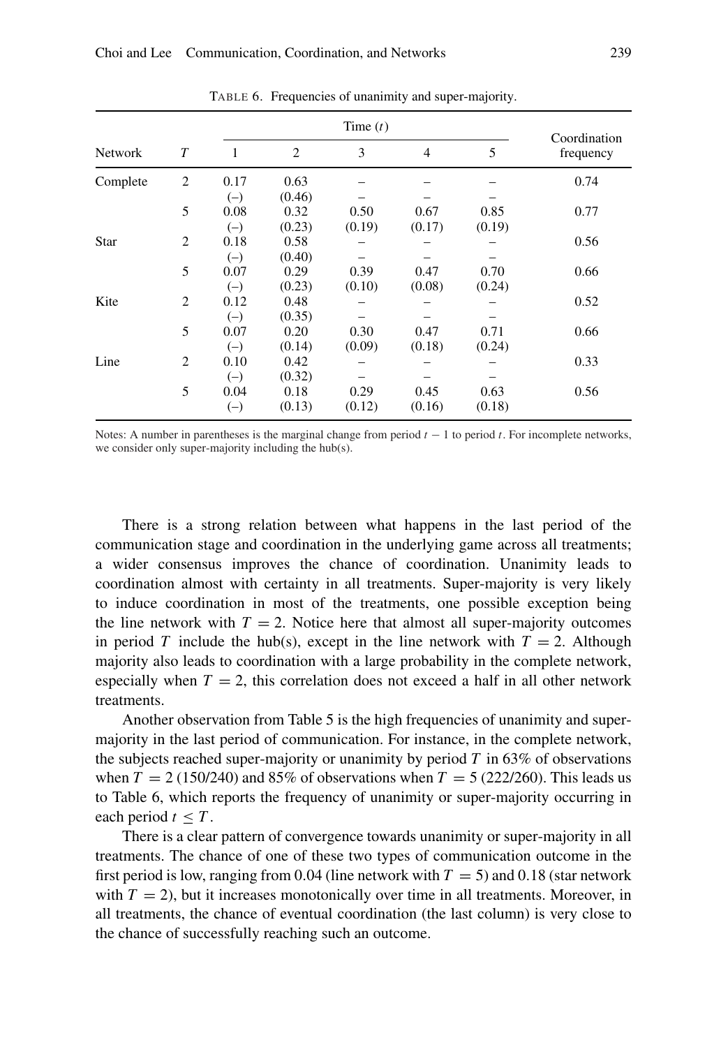TABLE 6. Frequencies of unanimity and super-majority.

| Network | $T$ | Time ($t$) 1 | 2 | 3 | 4 | 5 | Coordination frequency |
|---|---|---|---|---|---|---|---|
| Complete | 2 | 0.17 | 0.63 | – | – | – | 0.74 |
| | | (–) | (0.46) | – | – | – | |
| | 5 | 0.08 | 0.32 | 0.50 | 0.67 | 0.85 | 0.77 |
| | | (–) | (0.23) | (0.19) | (0.17) | (0.19) | |
| Star | 2 | 0.18 | 0.58 | – | – | – | 0.56 |
| | | (–) | (0.40) | – | – | – | |
| | 5 | 0.07 | 0.29 | 0.39 | 0.47 | 0.70 | 0.66 |
| | | (–) | (0.23) | (0.10) | (0.08) | (0.24) | |
| Kite | 2 | 0.12 | 0.48 | – | – | – | 0.52 |
| | | (–) | (0.35) | – | – | – | |
| | 5 | 0.07 | 0.20 | 0.30 | 0.47 | 0.71 | 0.66 |
| | | (–) | (0.14) | (0.09) | (0.18) | (0.24) | |
| Line | 2 | 0.10 | 0.42 | – | – | – | 0.33 |
| | | (–) | (0.32) | – | – | – | |
| | 5 | 0.04 | 0.18 | 0.29 | 0.45 | 0.63 | 0.56 |
| | | (–) | (0.13) | (0.12) | (0.16) | (0.18) | |

Notes: A number in parentheses is the marginal change from period $t-1$ to period $t$. For incomplete networks, we consider only super-majority including the hub(s).

There is a strong relation between what happens in the last period of the communication stage and coordination in the underlying game across all treatments; a wider consensus improves the chance of coordination. Unanimity leads to coordination almost with certainty in all treatments. Super-majority is very likely to induce coordination in most of the treatments, one possible exception being the line network with $T = 2$. Notice here that almost all super-majority outcomes in period $T$ include the hub(s), except in the line network with $T = 2$. Although majority also leads to coordination with a large probability in the complete network, especially when $T = 2$, this correlation does not exceed a half in all other network treatments.

Another observation from Table 5 is the high frequencies of unanimity and super-majority in the last period of communication. For instance, in the complete network, the subjects reached super-majority or unanimity by period $T$ in 63% of observations when $T = 2$ (150/240) and 85% of observations when $T = 5$ (222/260). This leads us to Table 6, which reports the frequency of unanimity or super-majority occurring in each period $t \leq T$.

There is a clear pattern of convergence towards unanimity or super-majority in all treatments. The chance of one of these two types of communication outcome in the first period is low, ranging from 0.04 (line network with $T = 5$) and 0.18 (star network with $T = 2$), but it increases monotonically over time in all treatments. Moreover, in all treatments, the chance of eventual coordination (the last column) is very close to the chance of successfully reaching such an outcome.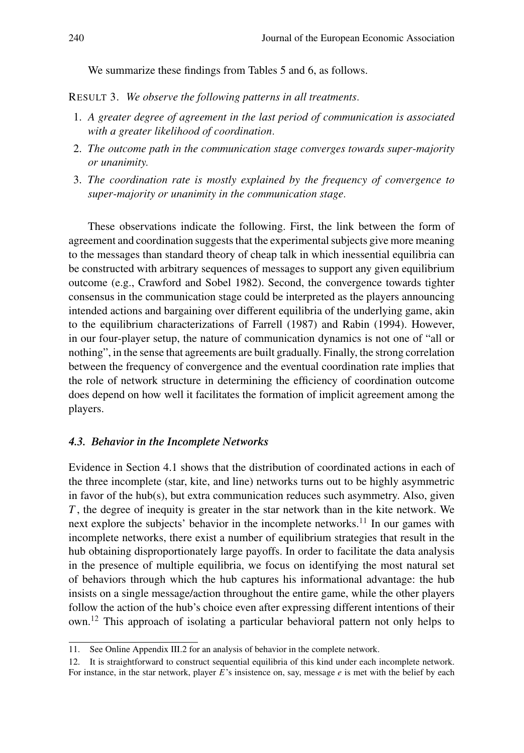We summarize these findings from Tables 5 and 6, as follows.

RESULT 3. *We observe the following patterns in all treatments.*

1. *A greater degree of agreement in the last period of communication is associated with a greater likelihood of coordination.*
2. *The outcome path in the communication stage converges towards super-majority or unanimity.*
3. *The coordination rate is mostly explained by the frequency of convergence to super-majority or unanimity in the communication stage.*

These observations indicate the following. First, the link between the form of agreement and coordination suggests that the experimental subjects give more meaning to the messages than standard theory of cheap talk in which inessential equilibria can be constructed with arbitrary sequences of messages to support any given equilibrium outcome (e.g., Crawford and Sobel 1982). Second, the convergence towards tighter consensus in the communication stage could be interpreted as the players announcing intended actions and bargaining over different equilibria of the underlying game, akin to the equilibrium characterizations of Farrell (1987) and Rabin (1994). However, in our four-player setup, the nature of communication dynamics is not one of "all or nothing", in the sense that agreements are built gradually. Finally, the strong correlation between the frequency of convergence and the eventual coordination rate implies that the role of network structure in determining the efficiency of coordination outcome does depend on how well it facilitates the formation of implicit agreement among the players.

### 4.3. Behavior in the Incomplete Networks

Evidence in Section 4.1 shows that the distribution of coordinated actions in each of the three incomplete (star, kite, and line) networks turns out to be highly asymmetric in favor of the hub(s), but extra communication reduces such asymmetry. Also, given $T$, the degree of inequity is greater in the star network than in the kite network. We next explore the subjects' behavior in the incomplete networks.[11] In our games with incomplete networks, there exist a number of equilibrium strategies that result in the hub obtaining disproportionately large payoffs. In order to facilitate the data analysis in the presence of multiple equilibria, we focus on identifying the most natural set of behaviors through which the hub captures his informational advantage: the hub insists on a single message/action throughout the entire game, while the other players follow the action of the hub's choice even after expressing different intentions of their own.[12] This approach of isolating a particular behavioral pattern not only helps to

11. See Online Appendix III.2 for an analysis of behavior in the complete network.

12. It is straightforward to construct sequential equilibria of this kind under each incomplete network. For instance, in the star network, player $E$'s insistence on, say, message $e$ is met with the belief by each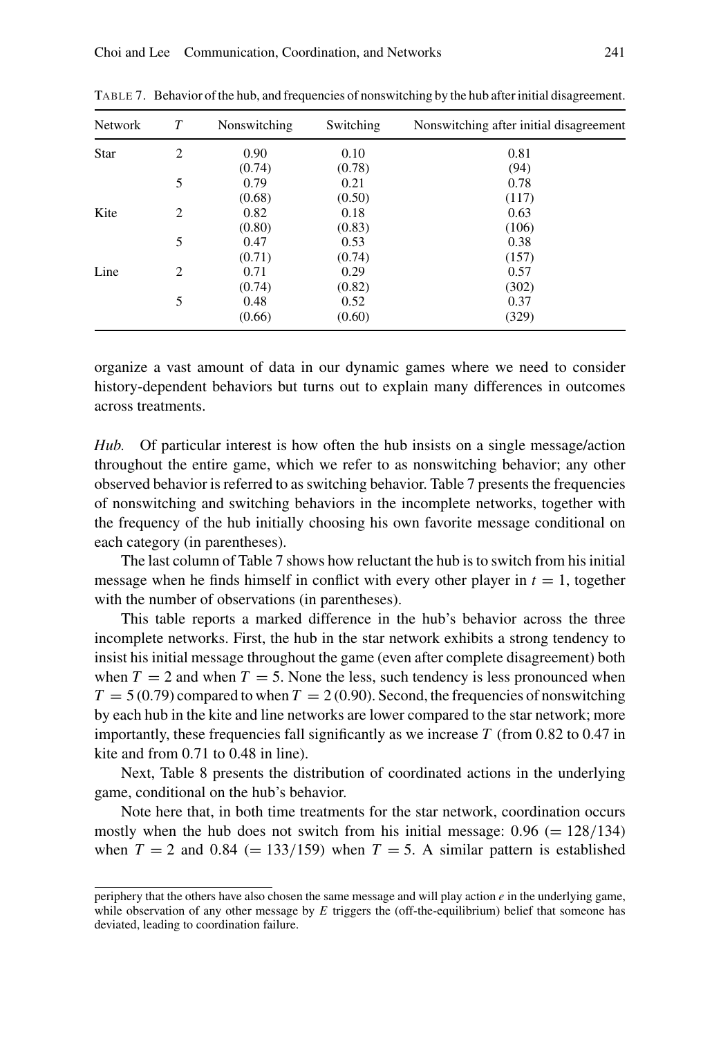TABLE 7. Behavior of the hub, and frequencies of nonswitching by the hub after initial disagreement.

| Network | $T$ | Nonswitching | Switching | Nonswitching after initial disagreement |
|---|---|---|---|---|
| Star | 2 | 0.90 | 0.10 | 0.81 |
| | | (0.74) | (0.78) | (94) |
| | 5 | 0.79 | 0.21 | 0.78 |
| | | (0.68) | (0.50) | (117) |
| Kite | 2 | 0.82 | 0.18 | 0.63 |
| | | (0.80) | (0.83) | (106) |
| | 5 | 0.47 | 0.53 | 0.38 |
| | | (0.71) | (0.74) | (157) |
| Line | 2 | 0.71 | 0.29 | 0.57 |
| | | (0.74) | (0.82) | (302) |
| | 5 | 0.48 | 0.52 | 0.37 |
| | | (0.66) | (0.60) | (329) |

organize a vast amount of data in our dynamic games where we need to consider history-dependent behaviors but turns out to explain many differences in outcomes across treatments.

*Hub.* Of particular interest is how often the hub insists on a single message/action throughout the entire game, which we refer to as nonswitching behavior; any other observed behavior is referred to as switching behavior. Table 7 presents the frequencies of nonswitching and switching behaviors in the incomplete networks, together with the frequency of the hub initially choosing his own favorite message conditional on each category (in parentheses).

The last column of Table 7 shows how reluctant the hub is to switch from his initial message when he finds himself in conflict with every other player in $t = 1$, together with the number of observations (in parentheses).

This table reports a marked difference in the hub's behavior across the three incomplete networks. First, the hub in the star network exhibits a strong tendency to insist his initial message throughout the game (even after complete disagreement) both when $T = 2$ and when $T = 5$. None the less, such tendency is less pronounced when $T = 5\,(0.79)$ compared to when $T = 2\,(0.90)$. Second, the frequencies of nonswitching by each hub in the kite and line networks are lower compared to the star network; more importantly, these frequencies fall significantly as we increase $T$ (from 0.82 to 0.47 in kite and from 0.71 to 0.48 in line).

Next, Table 8 presents the distribution of coordinated actions in the underlying game, conditional on the hub's behavior.

Note here that, in both time treatments for the star network, coordination occurs mostly when the hub does not switch from his initial message: $0.96\ (= 128/134)$ when $T = 2$ and $0.84\ (= 133/159)$ when $T = 5$. A similar pattern is established

---

periphery that the others have also chosen the same message and will play action $e$ in the underlying game, while observation of any other message by $E$ triggers the (off-the-equilibrium) belief that someone has deviated, leading to coordination failure.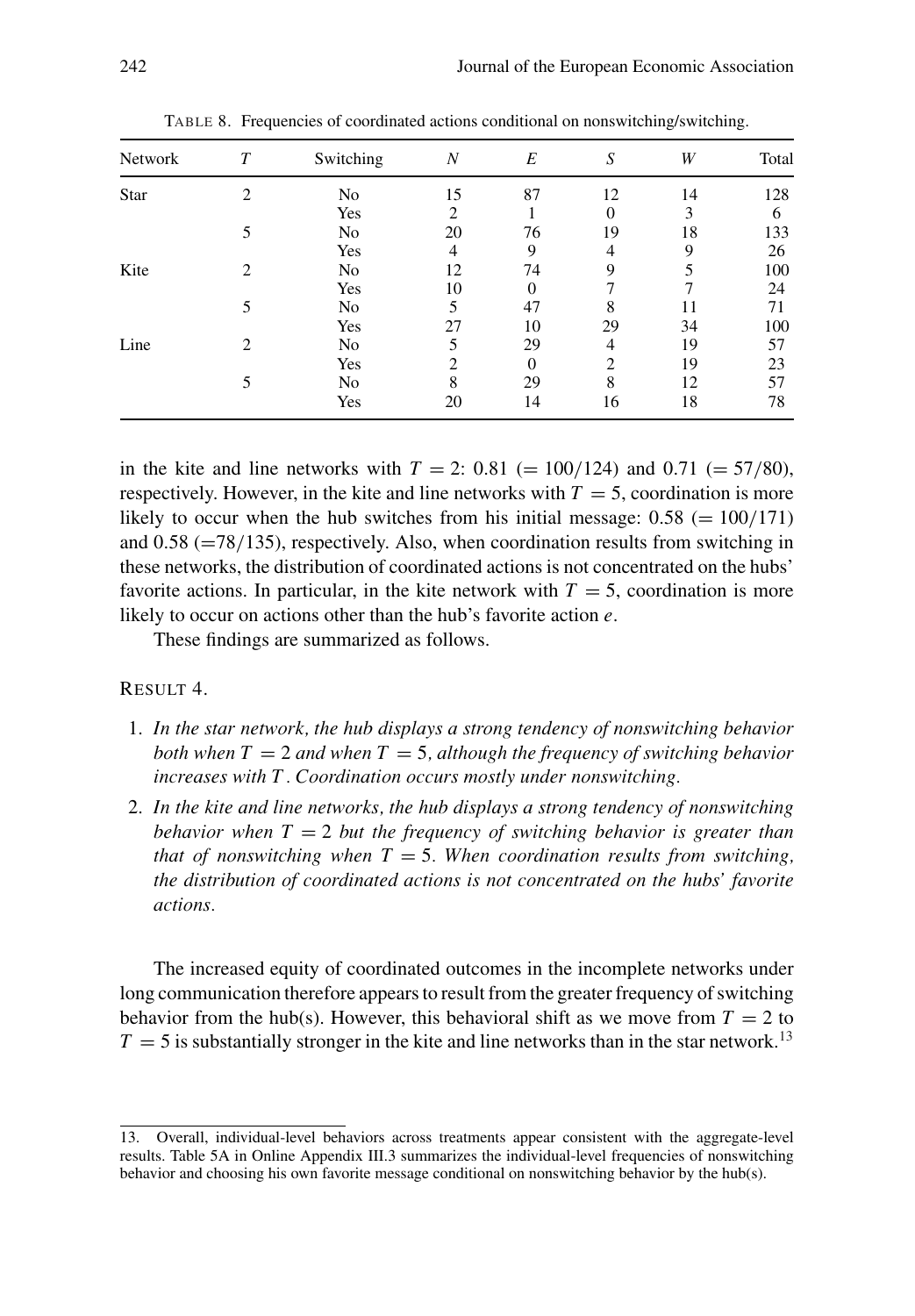TABLE 8. Frequencies of coordinated actions conditional on nonswitching/switching.

| Network | $T$ | Switching | $N$ | $E$ | $S$ | $W$ | Total |
|---|---|---|---|---|---|---|---|
| Star | 2 | No | 15 | 87 | 12 | 14 | 128 |
| | | Yes | 2 | 1 | 0 | 3 | 6 |
| | 5 | No | 20 | 76 | 19 | 18 | 133 |
| | | Yes | 4 | 9 | 4 | 9 | 26 |
| Kite | 2 | No | 12 | 74 | 9 | 5 | 100 |
| | | Yes | 10 | 0 | 7 | 7 | 24 |
| | 5 | No | 5 | 47 | 8 | 11 | 71 |
| | | Yes | 27 | 10 | 29 | 34 | 100 |
| Line | 2 | No | 5 | 29 | 4 | 19 | 57 |
| | | Yes | 2 | 0 | 2 | 19 | 23 |
| | 5 | No | 8 | 29 | 8 | 12 | 57 |
| | | Yes | 20 | 14 | 16 | 18 | 78 |

in the kite and line networks with $T = 2$: 0.81 ($= 100/124$) and 0.71 ($= 57/80$), respectively. However, in the kite and line networks with $T = 5$, coordination is more likely to occur when the hub switches from his initial message: 0.58 ($= 100/171$) and 0.58 ($=78/135$), respectively. Also, when coordination results from switching in these networks, the distribution of coordinated actions is not concentrated on the hubs' favorite actions. In particular, in the kite network with $T = 5$, coordination is more likely to occur on actions other than the hub's favorite action $e$.

These findings are summarized as follows.

RESULT 4.

1. *In the star network, the hub displays a strong tendency of nonswitching behavior both when $T = 2$ and when $T = 5$, although the frequency of switching behavior increases with $T$. Coordination occurs mostly under nonswitching.*
2. *In the kite and line networks, the hub displays a strong tendency of nonswitching behavior when $T = 2$ but the frequency of switching behavior is greater than that of nonswitching when $T = 5$. When coordination results from switching, the distribution of coordinated actions is not concentrated on the hubs' favorite actions.*

The increased equity of coordinated outcomes in the incomplete networks under long communication therefore appears to result from the greater frequency of switching behavior from the hub(s). However, this behavioral shift as we move from $T = 2$ to $T = 5$ is substantially stronger in the kite and line networks than in the star network.[13]

13. Overall, individual-level behaviors across treatments appear consistent with the aggregate-level results. Table 5A in Online Appendix III.3 summarizes the individual-level frequencies of nonswitching behavior and choosing his own favorite message conditional on nonswitching behavior by the hub(s).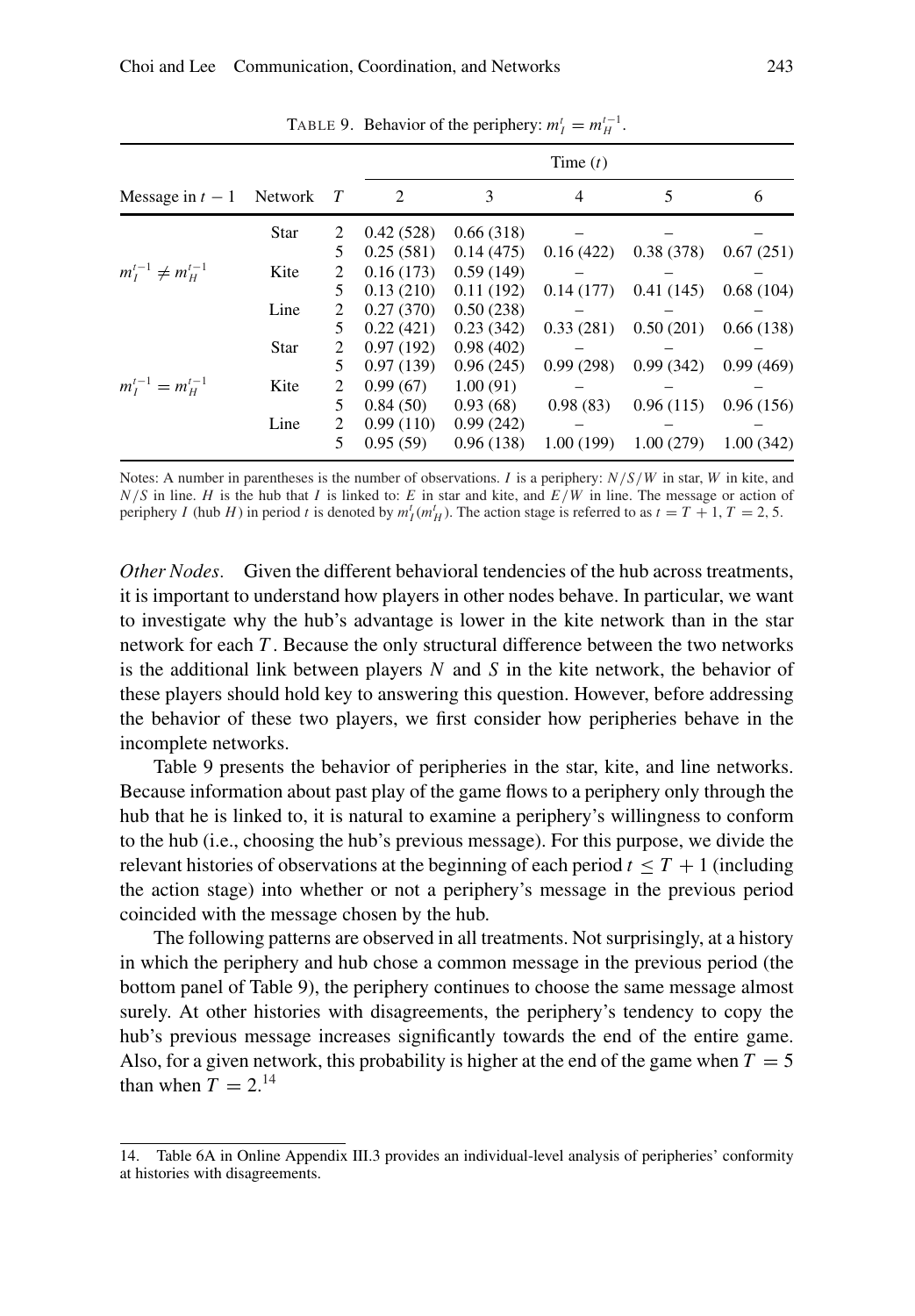TABLE 9. Behavior of the periphery: $m_I^t = m_H^{t-1}$.

| Message in $t-1$ | Network | $T$ | Time ($t$) 2 | 3 | 4 | 5 | 6 |
|---|---|---|---|---|---|---|---|
| $m_I^{t-1} \neq m_H^{t-1}$ | Star | 2 | 0.42 (528) | 0.66 (318) | – | – | – |
| | | 5 | 0.25 (581) | 0.14 (475) | 0.16 (422) | 0.38 (378) | 0.67 (251) |
| | Kite | 2 | 0.16 (173) | 0.59 (149) | – | – | – |
| | | 5 | 0.13 (210) | 0.11 (192) | 0.14 (177) | 0.41 (145) | 0.68 (104) |
| | Line | 2 | 0.27 (370) | 0.50 (238) | – | – | – |
| | | 5 | 0.22 (421) | 0.23 (342) | 0.33 (281) | 0.50 (201) | 0.66 (138) |
| $m_I^{t-1} = m_H^{t-1}$ | Star | 2 | 0.97 (192) | 0.98 (402) | – | – | – |
| | | 5 | 0.97 (139) | 0.96 (245) | 0.99 (298) | 0.99 (342) | 0.99 (469) |
| | Kite | 2 | 0.99 (67) | 1.00 (91) | – | – | – |
| | | 5 | 0.84 (50) | 0.93 (68) | 0.98 (83) | 0.96 (115) | 0.96 (156) |
| | Line | 2 | 0.99 (110) | 0.99 (242) | – | – | – |
| | | 5 | 0.95 (59) | 0.96 (138) | 1.00 (199) | 1.00 (279) | 1.00 (342) |

Notes: A number in parentheses is the number of observations. $I$ is a periphery: $N/S/W$ in star, $W$ in kite, and $N/S$ in line. $H$ is the hub that $I$ is linked to: $E$ in star and kite, and $E/W$ in line. The message or action of periphery $I$ (hub $H$) in period $t$ is denoted by $m_I^t$ ($m_H^t$). The action stage is referred to as $t = T + 1$, $T = 2, 5$.

*Other Nodes.* Given the different behavioral tendencies of the hub across treatments, it is important to understand how players in other nodes behave. In particular, we want to investigate why the hub's advantage is lower in the kite network than in the star network for each $T$. Because the only structural difference between the two networks is the additional link between players $N$ and $S$ in the kite network, the behavior of these players should hold key to answering this question. However, before addressing the behavior of these two players, we first consider how peripheries behave in the incomplete networks.

Table 9 presents the behavior of peripheries in the star, kite, and line networks. Because information about past play of the game flows to a periphery only through the hub that he is linked to, it is natural to examine a periphery's willingness to conform to the hub (i.e., choosing the hub's previous message). For this purpose, we divide the relevant histories of observations at the beginning of each period $t \leq T + 1$ (including the action stage) into whether or not a periphery's message in the previous period coincided with the message chosen by the hub.

The following patterns are observed in all treatments. Not surprisingly, at a history in which the periphery and hub chose a common message in the previous period (the bottom panel of Table 9), the periphery continues to choose the same message almost surely. At other histories with disagreements, the periphery's tendency to copy the hub's previous message increases significantly towards the end of the entire game. Also, for a given network, this probability is higher at the end of the game when $T = 5$ than when $T = 2$.[14]

14. Table 6A in Online Appendix III.3 provides an individual-level analysis of peripheries' conformity at histories with disagreements.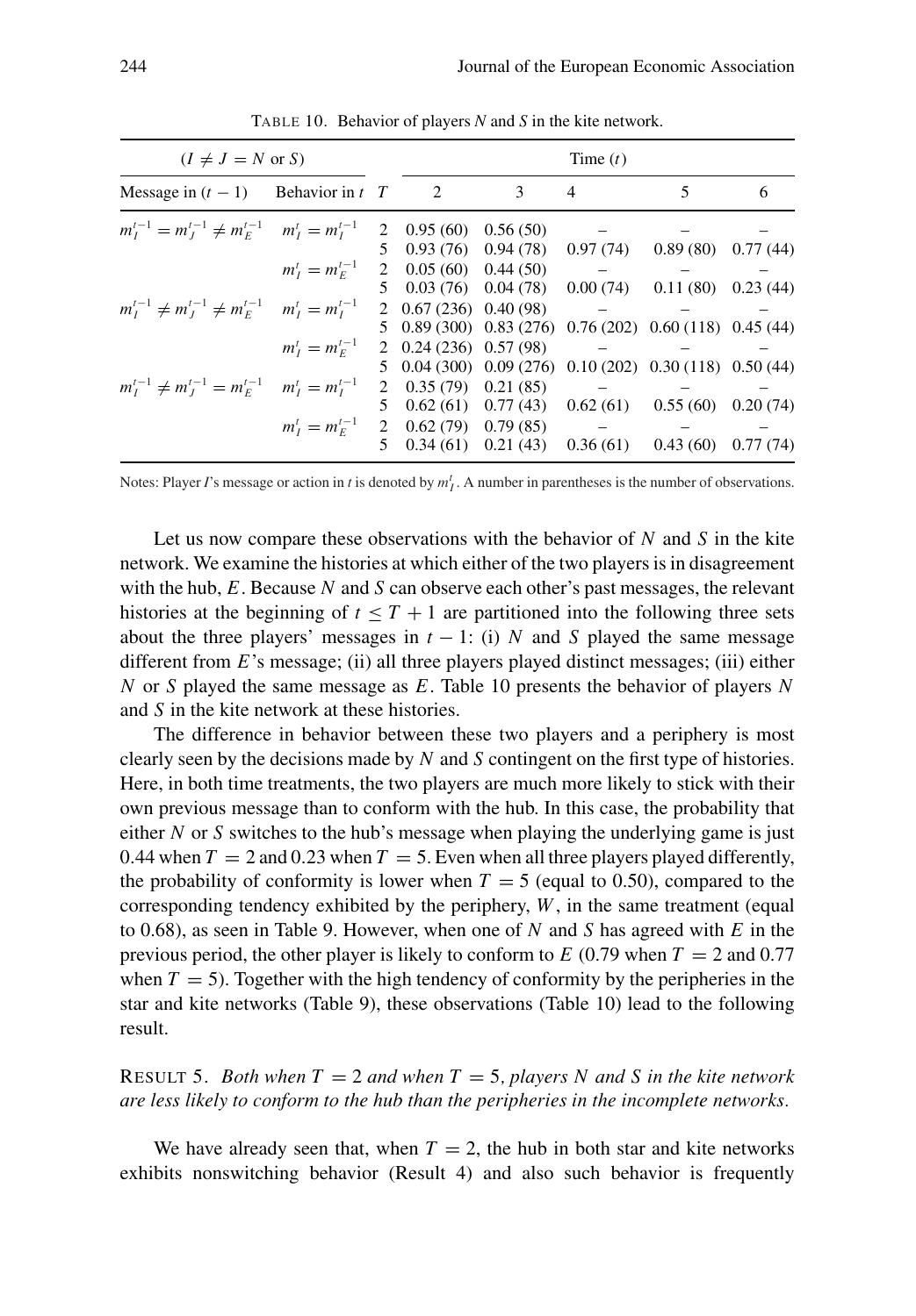TABLE 10. Behavior of players $N$ and $S$ in the kite network.

| $(I \neq J = N$ or $S)$ | | | Time $(t)$ | | | | |
|---|---|---|---|---|---|---|---|
| Message in $(t-1)$ | Behavior in $t$ | $T$ | 2 | 3 | 4 | 5 | 6 |
| $m_I^{t-1} = m_J^{t-1} \neq m_E^{t-1}$ | $m_I^t = m_I^{t-1}$ | 2 | 0.95 (60) | 0.56 (50) | – | – | – |
| | | 5 | 0.93 (76) | 0.94 (78) | 0.97 (74) | 0.89 (80) | 0.77 (44) |
| | $m_I^t = m_E^{t-1}$ | 2 | 0.05 (60) | 0.44 (50) | – | – | – |
| | | 5 | 0.03 (76) | 0.04 (78) | 0.00 (74) | 0.11 (80) | 0.23 (44) |
| $m_I^{t-1} \neq m_J^{t-1} \neq m_E^{t-1}$ | $m_I^t = m_I^{t-1}$ | 2 | 0.67 (236) | 0.40 (98) | – | – | – |
| | | 5 | 0.89 (300) | 0.83 (276) | 0.76 (202) | 0.60 (118) | 0.45 (44) |
| | $m_I^t = m_E^{t-1}$ | 2 | 0.24 (236) | 0.57 (98) | – | – | – |
| | | 5 | 0.04 (300) | 0.09 (276) | 0.10 (202) | 0.30 (118) | 0.50 (44) |
| $m_I^{t-1} \neq m_J^{t-1} = m_E^{t-1}$ | $m_I^t = m_I^{t-1}$ | 2 | 0.35 (79) | 0.21 (85) | – | – | – |
| | | 5 | 0.62 (61) | 0.77 (43) | 0.62 (61) | 0.55 (60) | 0.20 (74) |
| | $m_I^t = m_E^{t-1}$ | 2 | 0.62 (79) | 0.79 (85) | – | – | – |
| | | 5 | 0.34 (61) | 0.21 (43) | 0.36 (61) | 0.43 (60) | 0.77 (74) |

Notes: Player $I$'s message or action in $t$ is denoted by $m_I^t$. A number in parentheses is the number of observations.

Let us now compare these observations with the behavior of $N$ and $S$ in the kite network. We examine the histories at which either of the two players is in disagreement with the hub, $E$. Because $N$ and $S$ can observe each other's past messages, the relevant histories at the beginning of $t \leq T+1$ are partitioned into the following three sets about the three players' messages in $t-1$: (i) $N$ and $S$ played the same message different from $E$'s message; (ii) all three players played distinct messages; (iii) either $N$ or $S$ played the same message as $E$. Table 10 presents the behavior of players $N$ and $S$ in the kite network at these histories.

The difference in behavior between these two players and a periphery is most clearly seen by the decisions made by $N$ and $S$ contingent on the first type of histories. Here, in both time treatments, the two players are much more likely to stick with their own previous message than to conform with the hub. In this case, the probability that either $N$ or $S$ switches to the hub's message when playing the underlying game is just 0.44 when $T=2$ and 0.23 when $T=5$. Even when all three players played differently, the probability of conformity is lower when $T=5$ (equal to 0.50), compared to the corresponding tendency exhibited by the periphery, $W$, in the same treatment (equal to 0.68), as seen in Table 9. However, when one of $N$ and $S$ has agreed with $E$ in the previous period, the other player is likely to conform to $E$ (0.79 when $T=2$ and 0.77 when $T=5$). Together with the high tendency of conformity by the peripheries in the star and kite networks (Table 9), these observations (Table 10) lead to the following result.

RESULT 5. *Both when $T=2$ and when $T=5$, players $N$ and $S$ in the kite network are less likely to conform to the hub than the peripheries in the incomplete networks.*

We have already seen that, when $T=2$, the hub in both star and kite networks exhibits nonswitching behavior (Result 4) and also such behavior is frequently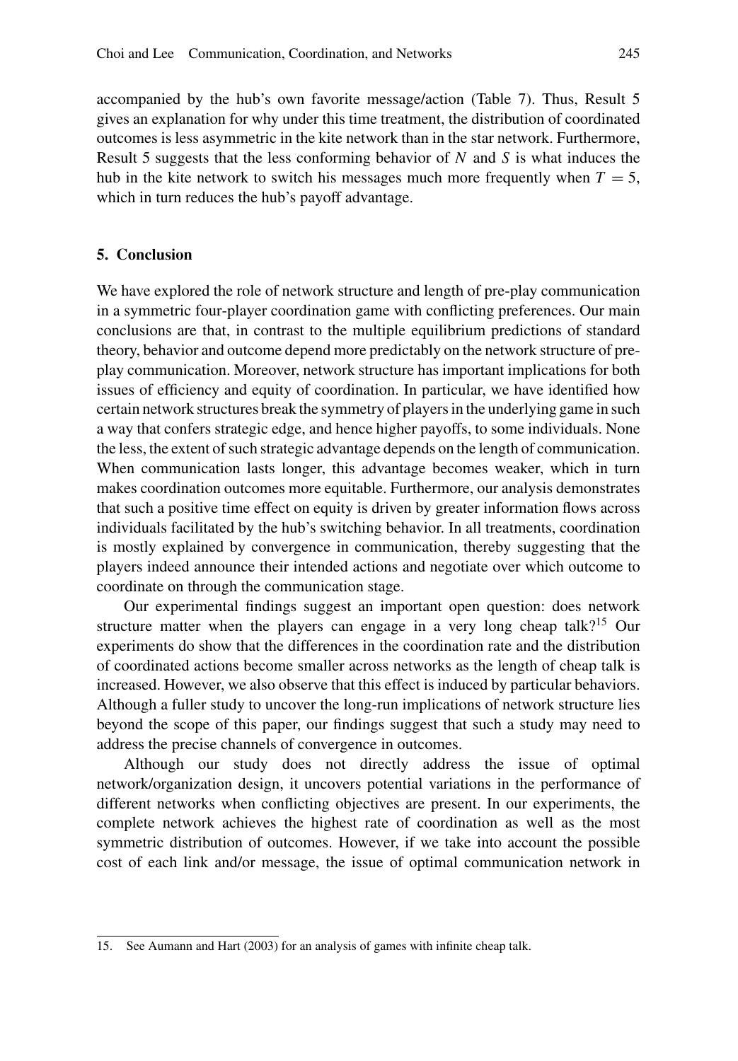accompanied by the hub's own favorite message/action (Table 7). Thus, Result 5 gives an explanation for why under this time treatment, the distribution of coordinated outcomes is less asymmetric in the kite network than in the star network. Furthermore, Result 5 suggests that the less conforming behavior of $N$ and $S$ is what induces the hub in the kite network to switch his messages much more frequently when $T = 5$, which in turn reduces the hub's payoff advantage.

## 5. Conclusion

We have explored the role of network structure and length of pre-play communication in a symmetric four-player coordination game with conflicting preferences. Our main conclusions are that, in contrast to the multiple equilibrium predictions of standard theory, behavior and outcome depend more predictably on the network structure of pre-play communication. Moreover, network structure has important implications for both issues of efficiency and equity of coordination. In particular, we have identified how certain network structures break the symmetry of players in the underlying game in such a way that confers strategic edge, and hence higher payoffs, to some individuals. None the less, the extent of such strategic advantage depends on the length of communication. When communication lasts longer, this advantage becomes weaker, which in turn makes coordination outcomes more equitable. Furthermore, our analysis demonstrates that such a positive time effect on equity is driven by greater information flows across individuals facilitated by the hub's switching behavior. In all treatments, coordination is mostly explained by convergence in communication, thereby suggesting that the players indeed announce their intended actions and negotiate over which outcome to coordinate on through the communication stage.

Our experimental findings suggest an important open question: does network structure matter when the players can engage in a very long cheap talk?[15] Our experiments do show that the differences in the coordination rate and the distribution of coordinated actions become smaller across networks as the length of cheap talk is increased. However, we also observe that this effect is induced by particular behaviors. Although a fuller study to uncover the long-run implications of network structure lies beyond the scope of this paper, our findings suggest that such a study may need to address the precise channels of convergence in outcomes.

Although our study does not directly address the issue of optimal network/organization design, it uncovers potential variations in the performance of different networks when conflicting objectives are present. In our experiments, the complete network achieves the highest rate of coordination as well as the most symmetric distribution of outcomes. However, if we take into account the possible cost of each link and/or message, the issue of optimal communication network in

15. See Aumann and Hart (2003) for an analysis of games with infinite cheap talk.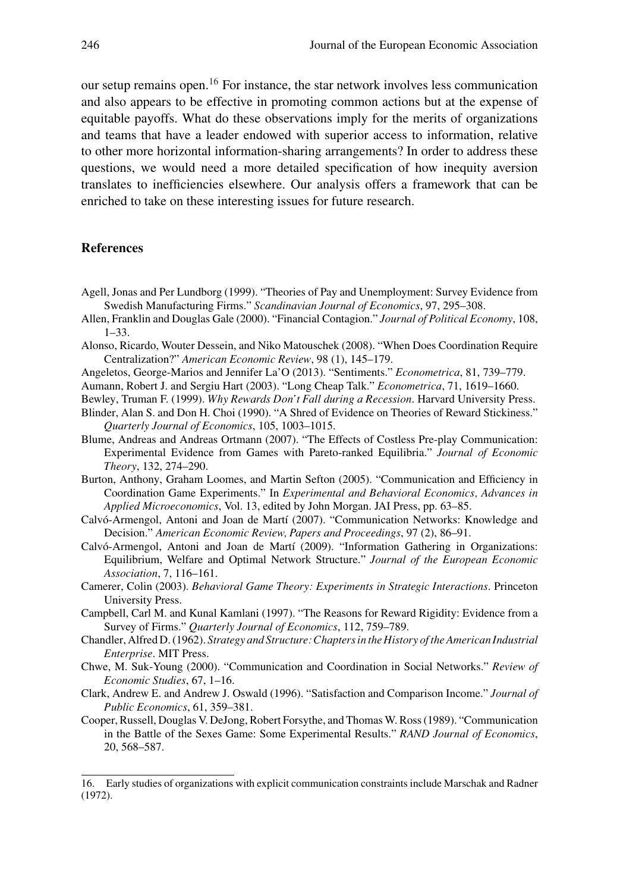our setup remains open.[16] For instance, the star network involves less communication and also appears to be effective in promoting common actions but at the expense of equitable payoffs. What do these observations imply for the merits of organizations and teams that have a leader endowed with superior access to information, relative to other more horizontal information-sharing arrangements? In order to address these questions, we would need a more detailed specification of how inequity aversion translates to inefficiencies elsewhere. Our analysis offers a framework that can be enriched to take on these interesting issues for future research.

## References

Agell, Jonas and Per Lundborg (1999). "Theories of Pay and Unemployment: Survey Evidence from Swedish Manufacturing Firms." *Scandinavian Journal of Economics*, 97, 295–308.

Allen, Franklin and Douglas Gale (2000). "Financial Contagion." *Journal of Political Economy*, 108, 1–33.

Alonso, Ricardo, Wouter Dessein, and Niko Matouschek (2008). "When Does Coordination Require Centralization?" *American Economic Review*, 98 (1), 145–179.

Angeletos, George-Marios and Jennifer La'O (2013). "Sentiments." *Econometrica*, 81, 739–779.

Aumann, Robert J. and Sergiu Hart (2003). "Long Cheap Talk." *Econometrica*, 71, 1619–1660.

Bewley, Truman F. (1999). *Why Rewards Don't Fall during a Recession*. Harvard University Press.

Blinder, Alan S. and Don H. Choi (1990). "A Shred of Evidence on Theories of Reward Stickiness." *Quarterly Journal of Economics*, 105, 1003–1015.

Blume, Andreas and Andreas Ortmann (2007). "The Effects of Costless Pre-play Communication: Experimental Evidence from Games with Pareto-ranked Equilibria." *Journal of Economic Theory*, 132, 274–290.

Burton, Anthony, Graham Loomes, and Martin Sefton (2005). "Communication and Efficiency in Coordination Game Experiments." In *Experimental and Behavioral Economics, Advances in Applied Microeconomics*, Vol. 13, edited by John Morgan. JAI Press, pp. 63–85.

Calvó-Armengol, Antoni and Joan de Martí (2007). "Communication Networks: Knowledge and Decision." *American Economic Review, Papers and Proceedings*, 97 (2), 86–91.

Calvó-Armengol, Antoni and Joan de Martí (2009). "Information Gathering in Organizations: Equilibrium, Welfare and Optimal Network Structure." *Journal of the European Economic Association*, 7, 116–161.

Camerer, Colin (2003). *Behavioral Game Theory: Experiments in Strategic Interactions*. Princeton University Press.

Campbell, Carl M. and Kunal Kamlani (1997). "The Reasons for Reward Rigidity: Evidence from a Survey of Firms." *Quarterly Journal of Economics*, 112, 759–789.

Chandler, Alfred D. (1962). *Strategy and Structure: Chapters in the History of the American Industrial Enterprise*. MIT Press.

Chwe, M. Suk-Young (2000). "Communication and Coordination in Social Networks." *Review of Economic Studies*, 67, 1–16.

Clark, Andrew E. and Andrew J. Oswald (1996). "Satisfaction and Comparison Income." *Journal of Public Economics*, 61, 359–381.

Cooper, Russell, Douglas V. DeJong, Robert Forsythe, and Thomas W. Ross (1989). "Communication in the Battle of the Sexes Game: Some Experimental Results." *RAND Journal of Economics*, 20, 568–587.

---

16. Early studies of organizations with explicit communication constraints include Marschak and Radner (1972).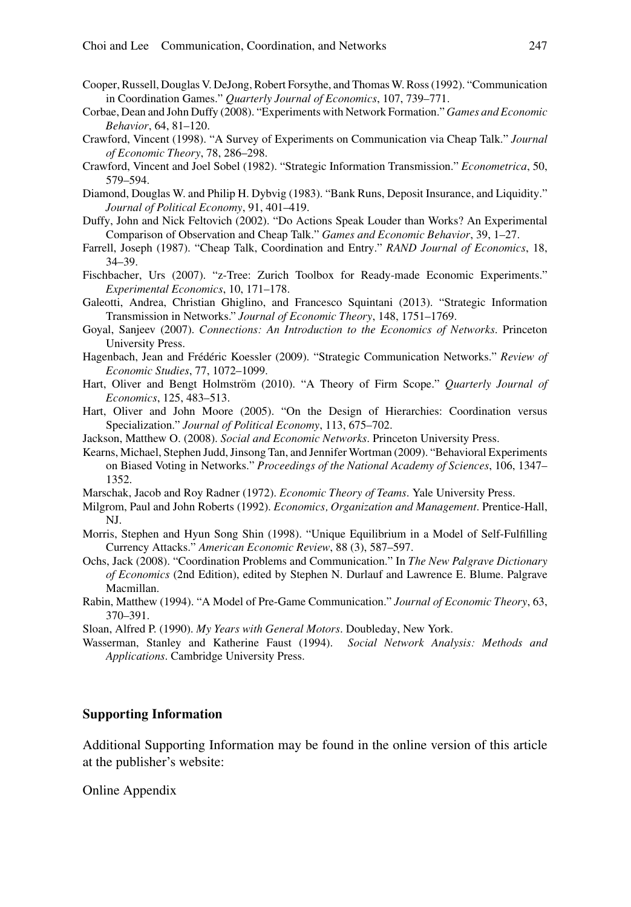Cooper, Russell, Douglas V. DeJong, Robert Forsythe, and Thomas W. Ross (1992). "Communication in Coordination Games." *Quarterly Journal of Economics*, 107, 739–771.

Corbae, Dean and John Duffy (2008). "Experiments with Network Formation." *Games and Economic Behavior*, 64, 81–120.

Crawford, Vincent (1998). "A Survey of Experiments on Communication via Cheap Talk." *Journal of Economic Theory*, 78, 286–298.

Crawford, Vincent and Joel Sobel (1982). "Strategic Information Transmission." *Econometrica*, 50, 579–594.

Diamond, Douglas W. and Philip H. Dybvig (1983). "Bank Runs, Deposit Insurance, and Liquidity." *Journal of Political Economy*, 91, 401–419.

Duffy, John and Nick Feltovich (2002). "Do Actions Speak Louder than Works? An Experimental Comparison of Observation and Cheap Talk." *Games and Economic Behavior*, 39, 1–27.

Farrell, Joseph (1987). "Cheap Talk, Coordination and Entry." *RAND Journal of Economics*, 18, 34–39.

Fischbacher, Urs (2007). "z-Tree: Zurich Toolbox for Ready-made Economic Experiments." *Experimental Economics*, 10, 171–178.

Galeotti, Andrea, Christian Ghiglino, and Francesco Squintani (2013). "Strategic Information Transmission in Networks." *Journal of Economic Theory*, 148, 1751–1769.

Goyal, Sanjeev (2007). *Connections: An Introduction to the Economics of Networks*. Princeton University Press.

Hagenbach, Jean and Frédéric Koessler (2009). "Strategic Communication Networks." *Review of Economic Studies*, 77, 1072–1099.

Hart, Oliver and Bengt Holmström (2010). "A Theory of Firm Scope." *Quarterly Journal of Economics*, 125, 483–513.

Hart, Oliver and John Moore (2005). "On the Design of Hierarchies: Coordination versus Specialization." *Journal of Political Economy*, 113, 675–702.

Jackson, Matthew O. (2008). *Social and Economic Networks*. Princeton University Press.

Kearns, Michael, Stephen Judd, Jinsong Tan, and Jennifer Wortman (2009). "Behavioral Experiments on Biased Voting in Networks." *Proceedings of the National Academy of Sciences*, 106, 1347–1352.

Marschak, Jacob and Roy Radner (1972). *Economic Theory of Teams*. Yale University Press.

Milgrom, Paul and John Roberts (1992). *Economics, Organization and Management*. Prentice-Hall, NJ.

Morris, Stephen and Hyun Song Shin (1998). "Unique Equilibrium in a Model of Self-Fulfilling Currency Attacks." *American Economic Review*, 88 (3), 587–597.

Ochs, Jack (2008). "Coordination Problems and Communication." In *The New Palgrave Dictionary of Economics* (2nd Edition), edited by Stephen N. Durlauf and Lawrence E. Blume. Palgrave Macmillan.

Rabin, Matthew (1994). "A Model of Pre-Game Communication." *Journal of Economic Theory*, 63, 370–391.

Sloan, Alfred P. (1990). *My Years with General Motors*. Doubleday, New York.

Wasserman, Stanley and Katherine Faust (1994). *Social Network Analysis: Methods and Applications*. Cambridge University Press.

## Supporting Information

Additional Supporting Information may be found in the online version of this article at the publisher's website:

Online Appendix